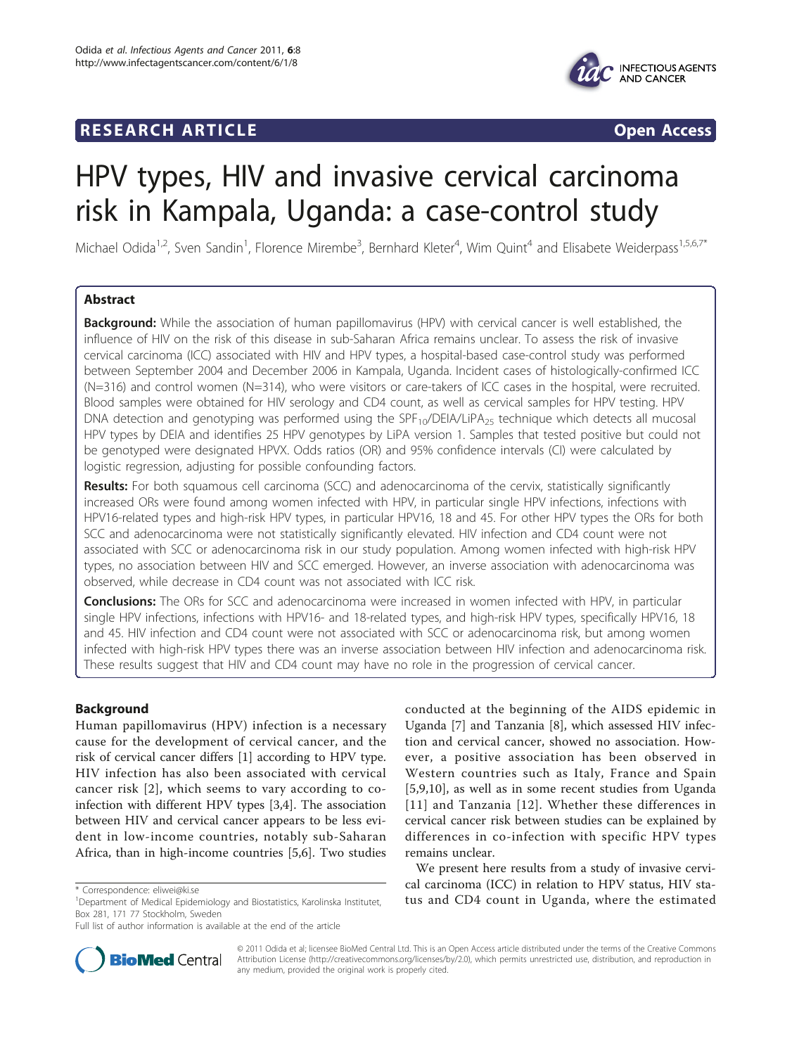**RESEARCH ARTICLE** **Open Access**

# HPV types, HIV and invasive cervical carcinoma risk in Kampala, Uganda: a case-control study

Michael Odida[1,2], Sven Sandin[1], Florence Mirembe[3], Bernhard Kleter[4], Wim Quint[4] and Elisabete Weiderpass[1,5,6,7*]

## Abstract

**Background:** While the association of human papillomavirus (HPV) with cervical cancer is well established, the influence of HIV on the risk of this disease in sub-Saharan Africa remains unclear. To assess the risk of invasive cervical carcinoma (ICC) associated with HIV and HPV types, a hospital-based case-control study was performed between September 2004 and December 2006 in Kampala, Uganda. Incident cases of histologically-confirmed ICC (N=316) and control women (N=314), who were visitors or care-takers of ICC cases in the hospital, were recruited. Blood samples were obtained for HIV serology and CD4 count, as well as cervical samples for HPV testing. HPV DNA detection and genotyping was performed using the $SPF_{10}$/DEIA/$LiPA_{25}$ technique which detects all mucosal HPV types by DEIA and identifies 25 HPV genotypes by LiPA version 1. Samples that tested positive but could not be genotyped were designated HPVX. Odds ratios (OR) and 95% confidence intervals (CI) were calculated by logistic regression, adjusting for possible confounding factors.

**Results:** For both squamous cell carcinoma (SCC) and adenocarcinoma of the cervix, statistically significantly increased ORs were found among women infected with HPV, in particular single HPV infections, infections with HPV16-related types and high-risk HPV types, in particular HPV16, 18 and 45. For other HPV types the ORs for both SCC and adenocarcinoma were not statistically significantly elevated. HIV infection and CD4 count were not associated with SCC or adenocarcinoma risk in our study population. Among women infected with high-risk HPV types, no association between HIV and SCC emerged. However, an inverse association with adenocarcinoma was observed, while decrease in CD4 count was not associated with ICC risk.

**Conclusions:** The ORs for SCC and adenocarcinoma were increased in women infected with HPV, in particular single HPV infections, infections with HPV16- and 18-related types, and high-risk HPV types, specifically HPV16, 18 and 45. HIV infection and CD4 count were not associated with SCC or adenocarcinoma risk, but among women infected with high-risk HPV types there was an inverse association between HIV infection and adenocarcinoma risk. These results suggest that HIV and CD4 count may have no role in the progression of cervical cancer.

## Background

Human papillomavirus (HPV) infection is a necessary cause for the development of cervical cancer, and the risk of cervical cancer differs [1] according to HPV type. HIV infection has also been associated with cervical cancer risk [2], which seems to vary according to co-infection with different HPV types [3,4]. The association between HIV and cervical cancer appears to be less evident in low-income countries, notably sub-Saharan Africa, than in high-income countries [5,6]. Two studies conducted at the beginning of the AIDS epidemic in Uganda [7] and Tanzania [8], which assessed HIV infection and cervical cancer, showed no association. However, a positive association has been observed in Western countries such as Italy, France and Spain [5,9,10], as well as in some recent studies from Uganda [11] and Tanzania [12]. Whether these differences in cervical cancer risk between studies can be explained by differences in co-infection with specific HPV types remains unclear.

We present here results from a study of invasive cervical carcinoma (ICC) in relation to HPV status, HIV status and CD4 count in Uganda, where the estimated

\* Correspondence: eliwei@ki.se
[1]Department of Medical Epidemiology and Biostatistics, Karolinska Institutet, Box 281, 171 77 Stockholm, Sweden
Full list of author information is available at the end of the article

© 2011 Odida et al; licensee BioMed Central Ltd. This is an Open Access article distributed under the terms of the Creative Commons Attribution License (http://creativecommons.org/licenses/by/2.0), which permits unrestricted use, distribution, and reproduction in any medium, provided the original work is properly cited.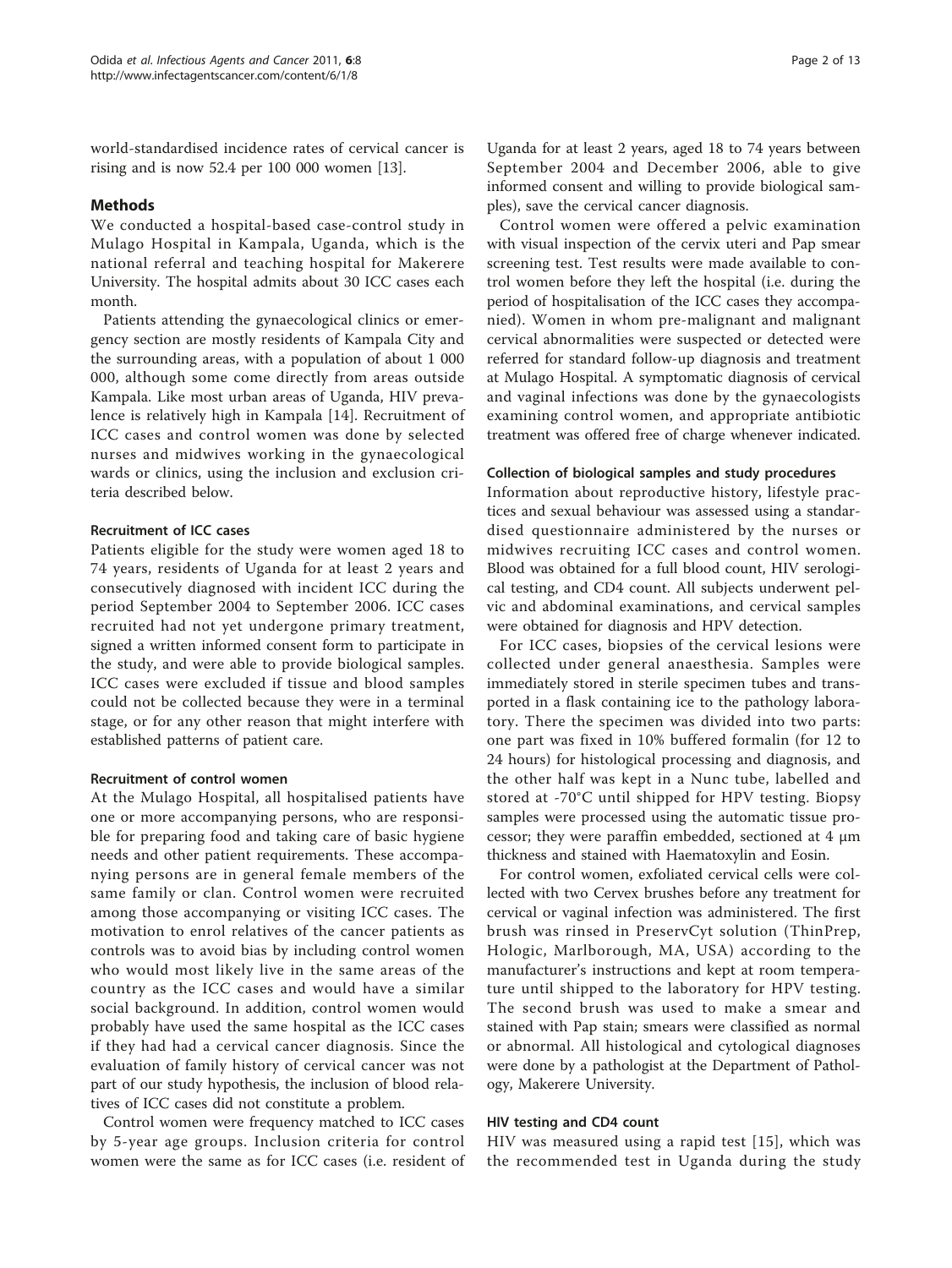world-standardised incidence rates of cervical cancer is rising and is now 52.4 per 100 000 women [13].

## Methods

We conducted a hospital-based case-control study in Mulago Hospital in Kampala, Uganda, which is the national referral and teaching hospital for Makerere University. The hospital admits about 30 ICC cases each month.

Patients attending the gynaecological clinics or emergency section are mostly residents of Kampala City and the surrounding areas, with a population of about 1 000 000, although some come directly from areas outside Kampala. Like most urban areas of Uganda, HIV prevalence is relatively high in Kampala [14]. Recruitment of ICC cases and control women was done by selected nurses and midwives working in the gynaecological wards or clinics, using the inclusion and exclusion criteria described below.

### Recruitment of ICC cases

Patients eligible for the study were women aged 18 to 74 years, residents of Uganda for at least 2 years and consecutively diagnosed with incident ICC during the period September 2004 to September 2006. ICC cases recruited had not yet undergone primary treatment, signed a written informed consent form to participate in the study, and were able to provide biological samples. ICC cases were excluded if tissue and blood samples could not be collected because they were in a terminal stage, or for any other reason that might interfere with established patterns of patient care.

### Recruitment of control women

At the Mulago Hospital, all hospitalised patients have one or more accompanying persons, who are responsible for preparing food and taking care of basic hygiene needs and other patient requirements. These accompanying persons are in general female members of the same family or clan. Control women were recruited among those accompanying or visiting ICC cases. The motivation to enrol relatives of the cancer patients as controls was to avoid bias by including control women who would most likely live in the same areas of the country as the ICC cases and would have a similar social background. In addition, control women would probably have used the same hospital as the ICC cases if they had had a cervical cancer diagnosis. Since the evaluation of family history of cervical cancer was not part of our study hypothesis, the inclusion of blood relatives of ICC cases did not constitute a problem.

Control women were frequency matched to ICC cases by 5-year age groups. Inclusion criteria for control women were the same as for ICC cases (i.e. resident of Uganda for at least 2 years, aged 18 to 74 years between September 2004 and December 2006, able to give informed consent and willing to provide biological samples), save the cervical cancer diagnosis.

Control women were offered a pelvic examination with visual inspection of the cervix uteri and Pap smear screening test. Test results were made available to control women before they left the hospital (i.e. during the period of hospitalisation of the ICC cases they accompanied). Women in whom pre-malignant and malignant cervical abnormalities were suspected or detected were referred for standard follow-up diagnosis and treatment at Mulago Hospital. A symptomatic diagnosis of cervical and vaginal infections was done by the gynaecologists examining control women, and appropriate antibiotic treatment was offered free of charge whenever indicated.

### Collection of biological samples and study procedures

Information about reproductive history, lifestyle practices and sexual behaviour was assessed using a standardised questionnaire administered by the nurses or midwives recruiting ICC cases and control women. Blood was obtained for a full blood count, HIV serological testing, and CD4 count. All subjects underwent pelvic and abdominal examinations, and cervical samples were obtained for diagnosis and HPV detection.

For ICC cases, biopsies of the cervical lesions were collected under general anaesthesia. Samples were immediately stored in sterile specimen tubes and transported in a flask containing ice to the pathology laboratory. There the specimen was divided into two parts: one part was fixed in 10% buffered formalin (for 12 to 24 hours) for histological processing and diagnosis, and the other half was kept in a Nunc tube, labelled and stored at -70°C until shipped for HPV testing. Biopsy samples were processed using the automatic tissue processor; they were paraffin embedded, sectioned at 4 μm thickness and stained with Haematoxylin and Eosin.

For control women, exfoliated cervical cells were collected with two Cervex brushes before any treatment for cervical or vaginal infection was administered. The first brush was rinsed in PreservCyt solution (ThinPrep, Hologic, Marlborough, MA, USA) according to the manufacturer's instructions and kept at room temperature until shipped to the laboratory for HPV testing. The second brush was used to make a smear and stained with Pap stain; smears were classified as normal or abnormal. All histological and cytological diagnoses were done by a pathologist at the Department of Pathology, Makerere University.

### HIV testing and CD4 count

HIV was measured using a rapid test [15], which was the recommended test in Uganda during the study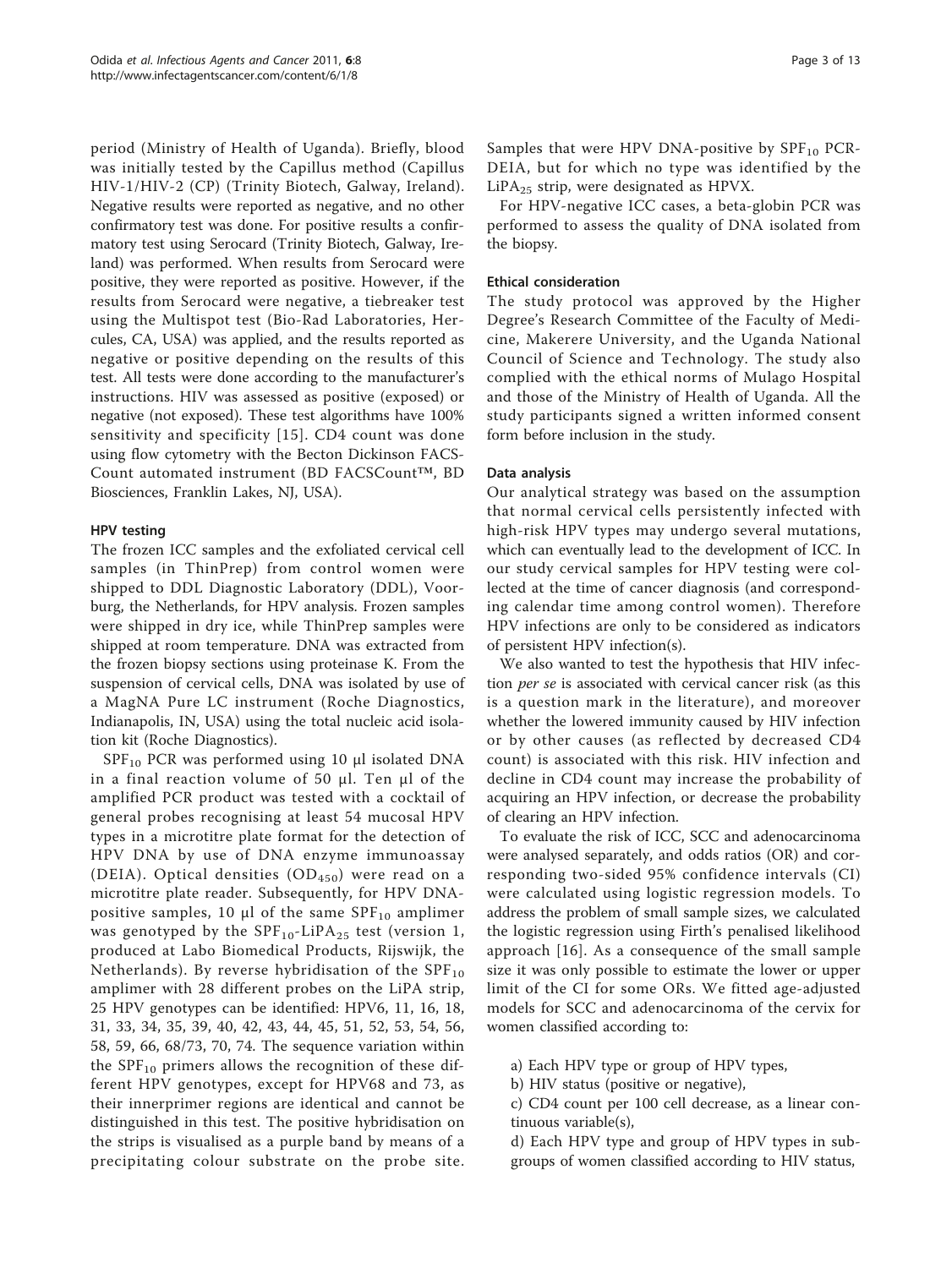period (Ministry of Health of Uganda). Briefly, blood was initially tested by the Capillus method (Capillus HIV-1/HIV-2 (CP) (Trinity Biotech, Galway, Ireland). Negative results were reported as negative, and no other confirmatory test was done. For positive results a confirmatory test using Serocard (Trinity Biotech, Galway, Ireland) was performed. When results from Serocard were positive, they were reported as positive. However, if the results from Serocard were negative, a tiebreaker test using the Multispot test (Bio-Rad Laboratories, Hercules, CA, USA) was applied, and the results reported as negative or positive depending on the results of this test. All tests were done according to the manufacturer's instructions. HIV was assessed as positive (exposed) or negative (not exposed). These test algorithms have 100% sensitivity and specificity [15]. CD4 count was done using flow cytometry with the Becton Dickinson FACSCount automated instrument (BD FACSCount™, BD Biosciences, Franklin Lakes, NJ, USA).

### HPV testing

The frozen ICC samples and the exfoliated cervical cell samples (in ThinPrep) from control women were shipped to DDL Diagnostic Laboratory (DDL), Voorburg, the Netherlands, for HPV analysis. Frozen samples were shipped in dry ice, while ThinPrep samples were shipped at room temperature. DNA was extracted from the frozen biopsy sections using proteinase K. From the suspension of cervical cells, DNA was isolated by use of a MagNA Pure LC instrument (Roche Diagnostics, Indianapolis, IN, USA) using the total nucleic acid isolation kit (Roche Diagnostics).

$SPF_{10}$ PCR was performed using 10 μl isolated DNA in a final reaction volume of 50 μl. Ten μl of the amplified PCR product was tested with a cocktail of general probes recognising at least 54 mucosal HPV types in a microtitre plate format for the detection of HPV DNA by use of DNA enzyme immunoassay (DEIA). Optical densities ($OD_{450}$) were read on a microtitre plate reader. Subsequently, for HPV DNA-positive samples, 10 μl of the same $SPF_{10}$ amplimer was genotyped by the $SPF_{10}$-$LiPA_{25}$ test (version 1, produced at Labo Biomedical Products, Rijswijk, the Netherlands). By reverse hybridisation of the $SPF_{10}$ amplimer with 28 different probes on the LiPA strip, 25 HPV genotypes can be identified: HPV6, 11, 16, 18, 31, 33, 34, 35, 39, 40, 42, 43, 44, 45, 51, 52, 53, 54, 56, 58, 59, 66, 68/73, 70, 74. The sequence variation within the $SPF_{10}$ primers allows the recognition of these different HPV genotypes, except for HPV68 and 73, as their innerprimer regions are identical and cannot be distinguished in this test. The positive hybridisation on the strips is visualised as a purple band by means of a precipitating colour substrate on the probe site. Samples that were HPV DNA-positive by $SPF_{10}$ PCR-DEIA, but for which no type was identified by the $LiPA_{25}$ strip, were designated as HPVX.

For HPV-negative ICC cases, a beta-globin PCR was performed to assess the quality of DNA isolated from the biopsy.

### Ethical consideration

The study protocol was approved by the Higher Degree's Research Committee of the Faculty of Medicine, Makerere University, and the Uganda National Council of Science and Technology. The study also complied with the ethical norms of Mulago Hospital and those of the Ministry of Health of Uganda. All the study participants signed a written informed consent form before inclusion in the study.

### Data analysis

Our analytical strategy was based on the assumption that normal cervical cells persistently infected with high-risk HPV types may undergo several mutations, which can eventually lead to the development of ICC. In our study cervical samples for HPV testing were collected at the time of cancer diagnosis (and corresponding calendar time among control women). Therefore HPV infections are only to be considered as indicators of persistent HPV infection(s).

We also wanted to test the hypothesis that HIV infection *per se* is associated with cervical cancer risk (as this is a question mark in the literature), and moreover whether the lowered immunity caused by HIV infection or by other causes (as reflected by decreased CD4 count) is associated with this risk. HIV infection and decline in CD4 count may increase the probability of acquiring an HPV infection, or decrease the probability of clearing an HPV infection.

To evaluate the risk of ICC, SCC and adenocarcinoma were analysed separately, and odds ratios (OR) and corresponding two-sided 95% confidence intervals (CI) were calculated using logistic regression models. To address the problem of small sample sizes, we calculated the logistic regression using Firth's penalised likelihood approach [16]. As a consequence of the small sample size it was only possible to estimate the lower or upper limit of the CI for some ORs. We fitted age-adjusted models for SCC and adenocarcinoma of the cervix for women classified according to:

a) Each HPV type or group of HPV types,

b) HIV status (positive or negative),

c) CD4 count per 100 cell decrease, as a linear continuous variable(s),

d) Each HPV type and group of HPV types in subgroups of women classified according to HIV status,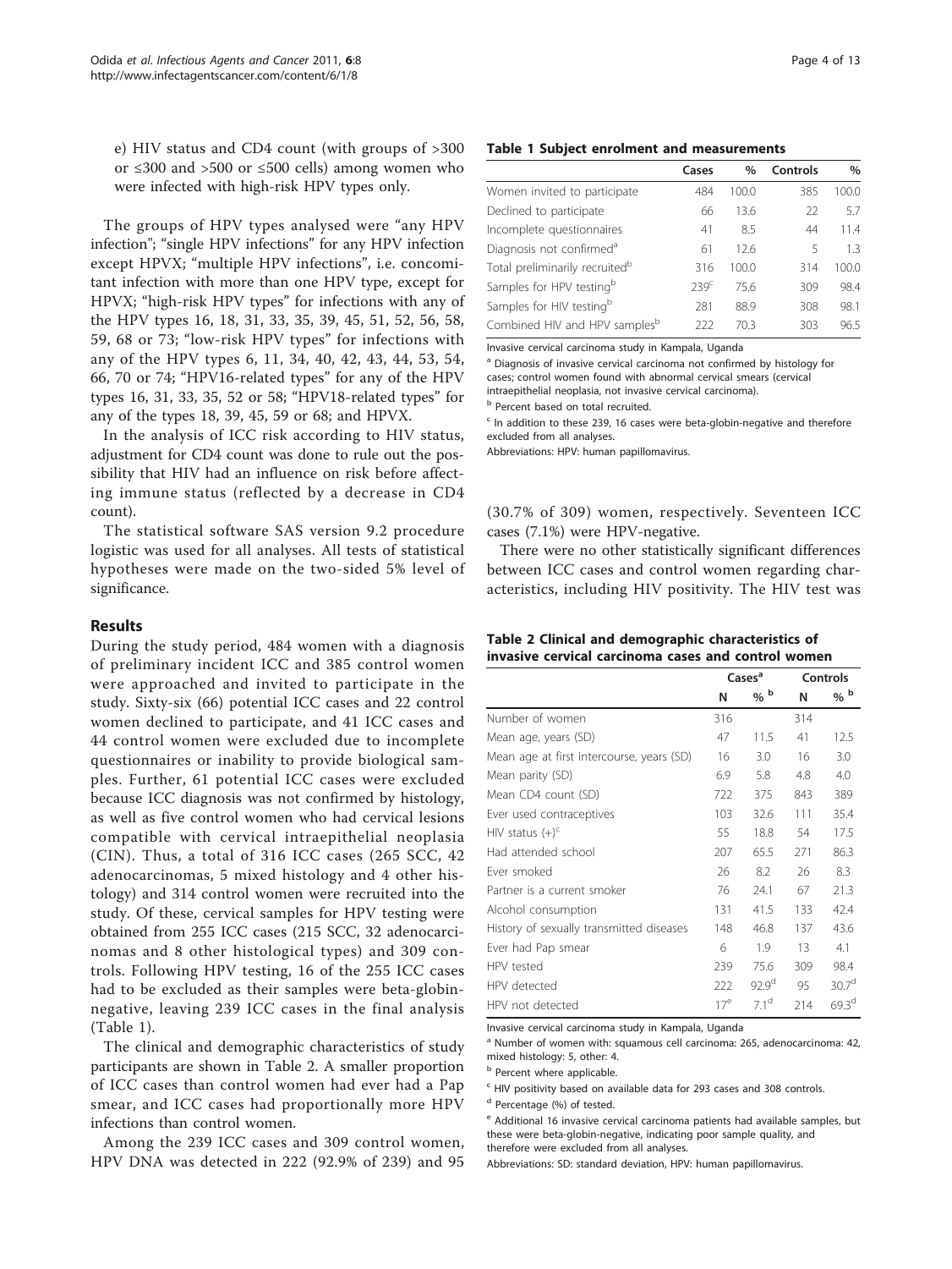e) HIV status and CD4 count (with groups of >300 or ≤300 and >500 or ≤500 cells) among women who were infected with high-risk HPV types only.

The groups of HPV types analysed were "any HPV infection"; "single HPV infections" for any HPV infection except HPVX; "multiple HPV infections", i.e. concomitant infection with more than one HPV type, except for HPVX; "high-risk HPV types" for infections with any of the HPV types 16, 18, 31, 33, 35, 39, 45, 51, 52, 56, 58, 59, 68 or 73; "low-risk HPV types" for infections with any of the HPV types 6, 11, 34, 40, 42, 43, 44, 53, 54, 66, 70 or 74; "HPV16-related types" for any of the HPV types 16, 31, 33, 35, 52 or 58; "HPV18-related types" for any of the types 18, 39, 45, 59 or 68; and HPVX.

In the analysis of ICC risk according to HIV status, adjustment for CD4 count was done to rule out the possibility that HIV had an influence on risk before affecting immune status (reflected by a decrease in CD4 count).

The statistical software SAS version 9.2 procedure logistic was used for all analyses. All tests of statistical hypotheses were made on the two-sided 5% level of significance.

## Results

During the study period, 484 women with a diagnosis of preliminary incident ICC and 385 control women were approached and invited to participate in the study. Sixty-six (66) potential ICC cases and 22 control women declined to participate, and 41 ICC cases and 44 control women were excluded due to incomplete questionnaires or inability to provide biological samples. Further, 61 potential ICC cases were excluded because ICC diagnosis was not confirmed by histology, as well as five control women who had cervical lesions compatible with cervical intraepithelial neoplasia (CIN). Thus, a total of 316 ICC cases (265 SCC, 42 adenocarcinomas, 5 mixed histology and 4 other histology) and 314 control women were recruited into the study. Of these, cervical samples for HPV testing were obtained from 255 ICC cases (215 SCC, 32 adenocarcinomas and 8 other histological types) and 309 controls. Following HPV testing, 16 of the 255 ICC cases had to be excluded as their samples were beta-globin-negative, leaving 239 ICC cases in the final analysis (Table 1).

The clinical and demographic characteristics of study participants are shown in Table 2. A smaller proportion of ICC cases than control women had ever had a Pap smear, and ICC cases had proportionally more HPV infections than control women.

Among the 239 ICC cases and 309 control women, HPV DNA was detected in 222 (92.9% of 239) and 95 (30.7% of 309) women, respectively. Seventeen ICC cases (7.1%) were HPV-negative.

There were no other statistically significant differences between ICC cases and control women regarding characteristics, including HIV positivity. The HIV test was

**Table 1 Subject enrolment and measurements**

| | Cases | % | Controls | % |
|---|---|---|---|---|
| Women invited to participate | 484 | 100.0 | 385 | 100.0 |
| Declined to participate | 66 | 13.6 | 22 | 5.7 |
| Incomplete questionnaires | 41 | 8.5 | 44 | 11.4 |
| Diagnosis not confirmed[a] | 61 | 12.6 | 5 | 1.3 |
| Total preliminarily recruited[b] | 316 | 100.0 | 314 | 100.0 |
| Samples for HPV testing[b] | 239[c] | 75.6 | 309 | 98.4 |
| Samples for HIV testing[b] | 281 | 88.9 | 308 | 98.1 |
| Combined HIV and HPV samples[b] | 222 | 70.3 | 303 | 96.5 |

Invasive cervical carcinoma study in Kampala, Uganda

[a] Diagnosis of invasive cervical carcinoma not confirmed by histology for cases; control women found with abnormal cervical smears (cervical intraepithelial neoplasia, not invasive cervical carcinoma).

[b] Percent based on total recruited.

[c] In addition to these 239, 16 cases were beta-globin-negative and therefore excluded from all analyses.

Abbreviations: HPV: human papillomavirus.

**Table 2 Clinical and demographic characteristics of invasive cervical carcinoma cases and control women**

| | Cases[a] | | Controls | |
|---|---|---|---|---|
| | N | % [b] | N | % [b] |
| Number of women | 316 | | 314 | |
| Mean age, years (SD) | 47 | 11.5 | 41 | 12.5 |
| Mean age at first intercourse, years (SD) | 16 | 3.0 | 16 | 3.0 |
| Mean parity (SD) | 6.9 | 5.8 | 4.8 | 4.0 |
| Mean CD4 count (SD) | 722 | 375 | 843 | 389 |
| Ever used contraceptives | 103 | 32.6 | 111 | 35.4 |
| HIV status (+)[c] | 55 | 18.8 | 54 | 17.5 |
| Had attended school | 207 | 65.5 | 271 | 86.3 |
| Ever smoked | 26 | 8.2 | 26 | 8.3 |
| Partner is a current smoker | 76 | 24.1 | 67 | 21.3 |
| Alcohol consumption | 131 | 41.5 | 133 | 42.4 |
| History of sexually transmitted diseases | 148 | 46.8 | 137 | 43.6 |
| Ever had Pap smear | 6 | 1.9 | 13 | 4.1 |
| HPV tested | 239 | 75.6 | 309 | 98.4 |
| HPV detected | 222 | 92.9[d] | 95 | 30.7[d] |
| HPV not detected | 17[e] | 7.1[d] | 214 | 69.3[d] |

Invasive cervical carcinoma study in Kampala, Uganda

[a] Number of women with: squamous cell carcinoma: 265, adenocarcinoma: 42, mixed histology: 5, other: 4.

[b] Percent where applicable.

[c] HIV positivity based on available data for 293 cases and 308 controls.

[d] Percentage (%) of tested.

[e] Additional 16 invasive cervical carcinoma patients had available samples, but these were beta-globin-negative, indicating poor sample quality, and therefore were excluded from all analyses.

Abbreviations: SD: standard deviation, HPV: human papillomavirus.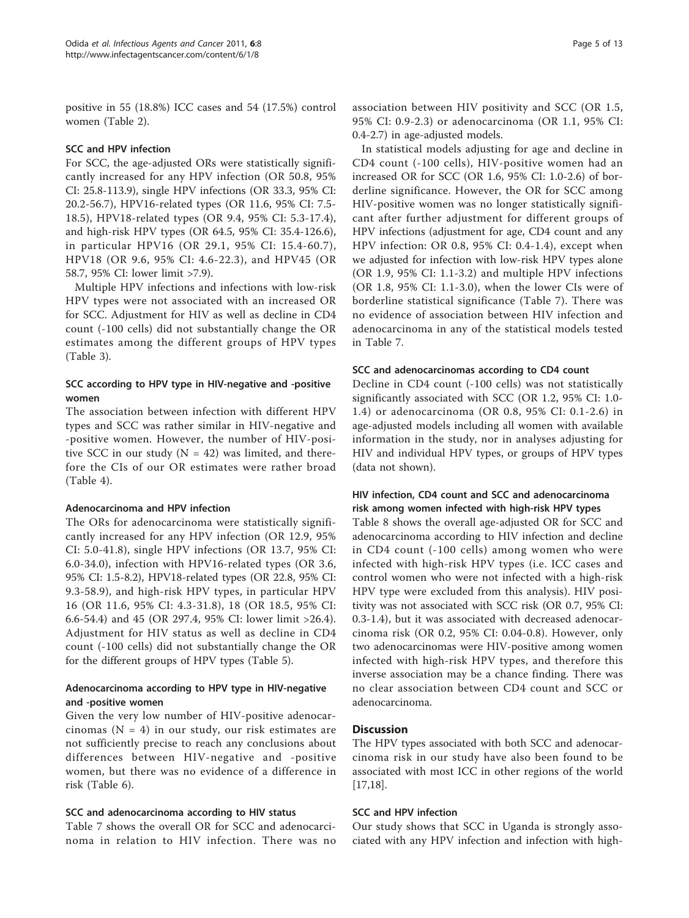positive in 55 (18.8%) ICC cases and 54 (17.5%) control women (Table 2).

### SCC and HPV infection

For SCC, the age-adjusted ORs were statistically significantly increased for any HPV infection (OR 50.8, 95% CI: 25.8-113.9), single HPV infections (OR 33.3, 95% CI: 20.2-56.7), HPV16-related types (OR 11.6, 95% CI: 7.5-18.5), HPV18-related types (OR 9.4, 95% CI: 5.3-17.4), and high-risk HPV types (OR 64.5, 95% CI: 35.4-126.6), in particular HPV16 (OR 29.1, 95% CI: 15.4-60.7), HPV18 (OR 9.6, 95% CI: 4.6-22.3), and HPV45 (OR 58.7, 95% CI: lower limit >7.9).

Multiple HPV infections and infections with low-risk HPV types were not associated with an increased OR for SCC. Adjustment for HIV as well as decline in CD4 count (-100 cells) did not substantially change the OR estimates among the different groups of HPV types (Table 3).

### SCC according to HPV type in HIV-negative and -positive women

The association between infection with different HPV types and SCC was rather similar in HIV-negative and -positive women. However, the number of HIV-positive SCC in our study (N = 42) was limited, and therefore the CIs of our OR estimates were rather broad (Table 4).

### Adenocarcinoma and HPV infection

The ORs for adenocarcinoma were statistically significantly increased for any HPV infection (OR 12.9, 95% CI: 5.0-41.8), single HPV infections (OR 13.7, 95% CI: 6.0-34.0), infection with HPV16-related types (OR 3.6, 95% CI: 1.5-8.2), HPV18-related types (OR 22.8, 95% CI: 9.3-58.9), and high-risk HPV types, in particular HPV 16 (OR 11.6, 95% CI: 4.3-31.8), 18 (OR 18.5, 95% CI: 6.6-54.4) and 45 (OR 297.4, 95% CI: lower limit >26.4). Adjustment for HIV status as well as decline in CD4 count (-100 cells) did not substantially change the OR for the different groups of HPV types (Table 5).

### Adenocarcinoma according to HPV type in HIV-negative and -positive women

Given the very low number of HIV-positive adenocarcinomas (N = 4) in our study, our risk estimates are not sufficiently precise to reach any conclusions about differences between HIV-negative and -positive women, but there was no evidence of a difference in risk (Table 6).

### SCC and adenocarcinoma according to HIV status

Table 7 shows the overall OR for SCC and adenocarcinoma in relation to HIV infection. There was no association between HIV positivity and SCC (OR 1.5, 95% CI: 0.9-2.3) or adenocarcinoma (OR 1.1, 95% CI: 0.4-2.7) in age-adjusted models.

In statistical models adjusting for age and decline in CD4 count (-100 cells), HIV-positive women had an increased OR for SCC (OR 1.6, 95% CI: 1.0-2.6) of borderline significance. However, the OR for SCC among HIV-positive women was no longer statistically significant after further adjustment for different groups of HPV infections (adjustment for age, CD4 count and any HPV infection: OR 0.8, 95% CI: 0.4-1.4), except when we adjusted for infection with low-risk HPV types alone (OR 1.9, 95% CI: 1.1-3.2) and multiple HPV infections (OR 1.8, 95% CI: 1.1-3.0), when the lower CIs were of borderline statistical significance (Table 7). There was no evidence of association between HIV infection and adenocarcinoma in any of the statistical models tested in Table 7.

### SCC and adenocarcinomas according to CD4 count

Decline in CD4 count (-100 cells) was not statistically significantly associated with SCC (OR 1.2, 95% CI: 1.0-1.4) or adenocarcinoma (OR 0.8, 95% CI: 0.1-2.6) in age-adjusted models including all women with available information in the study, nor in analyses adjusting for HIV and individual HPV types, or groups of HPV types (data not shown).

### HIV infection, CD4 count and SCC and adenocarcinoma risk among women infected with high-risk HPV types

Table 8 shows the overall age-adjusted OR for SCC and adenocarcinoma according to HIV infection and decline in CD4 count (-100 cells) among women who were infected with high-risk HPV types (i.e. ICC cases and control women who were not infected with a high-risk HPV type were excluded from this analysis). HIV positivity was not associated with SCC risk (OR 0.7, 95% CI: 0.3-1.4), but it was associated with decreased adenocarcinoma risk (OR 0.2, 95% CI: 0.04-0.8). However, only two adenocarcinomas were HIV-positive among women infected with high-risk HPV types, and therefore this inverse association may be a chance finding. There was no clear association between CD4 count and SCC or adenocarcinoma.

## Discussion

The HPV types associated with both SCC and adenocarcinoma risk in our study have also been found to be associated with most ICC in other regions of the world [17,18].

### SCC and HPV infection

Our study shows that SCC in Uganda is strongly associated with any HPV infection and infection with high-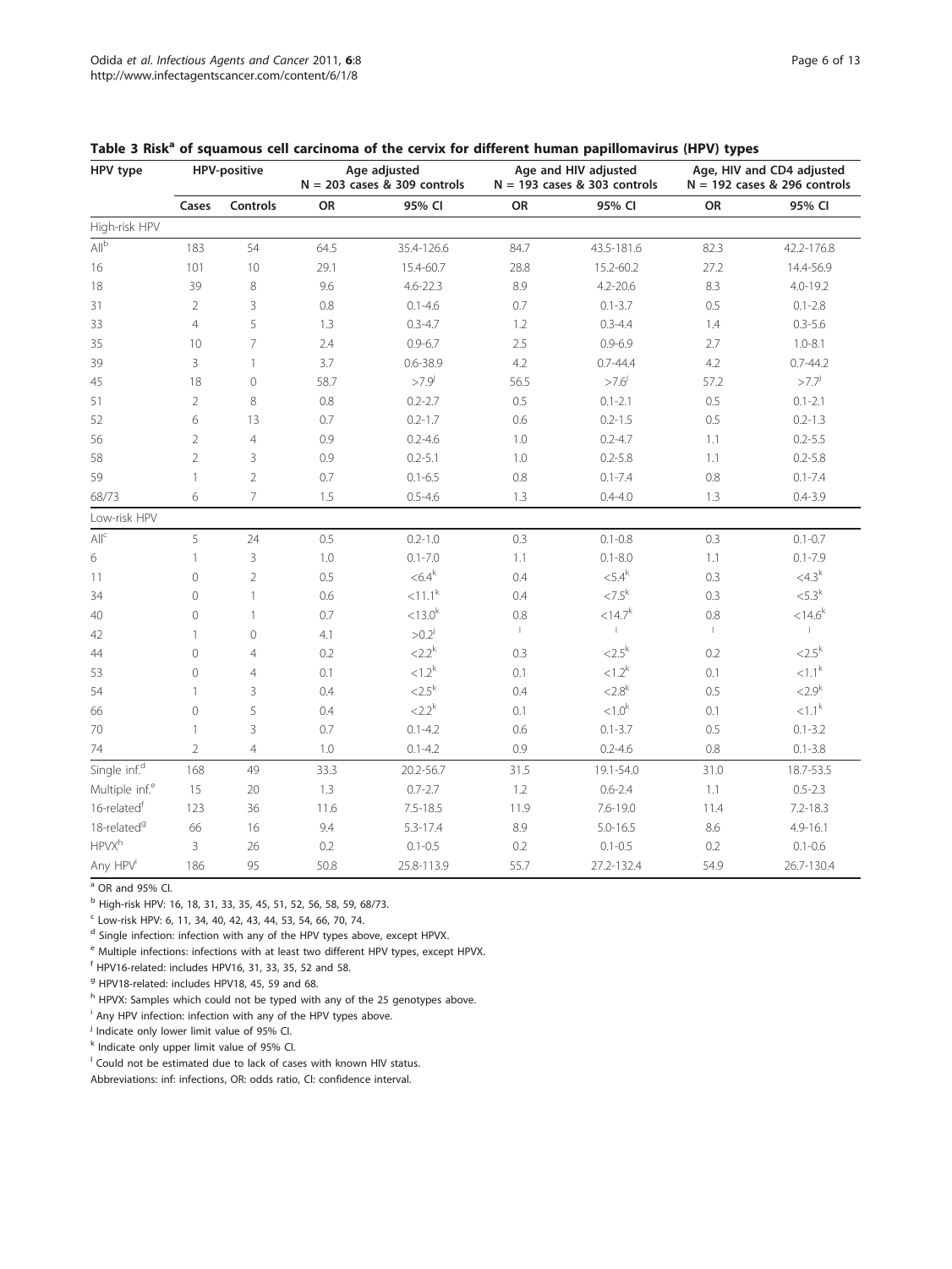**Table 3 Risk[a] of squamous cell carcinoma of the cervix for different human papillomavirus (HPV) types**

| HPV type | HPV-positive | | Age adjusted N = 203 cases & 309 controls | | Age and HIV adjusted N = 193 cases & 303 controls | | Age, HIV and CD4 adjusted N = 192 cases & 296 controls | |
|---|---|---|---|---|---|---|---|---|
| | Cases | Controls | OR | 95% CI | OR | 95% CI | OR | 95% CI |
| High-risk HPV | | | | | | | | |
| All[b] | 183 | 54 | 64.5 | 35.4-126.6 | 84.7 | 43.5-181.6 | 82.3 | 42.2-176.8 |
| 16 | 101 | 10 | 29.1 | 15.4-60.7 | 28.8 | 15.2-60.2 | 27.2 | 14.4-56.9 |
| 18 | 39 | 8 | 9.6 | 4.6-22.3 | 8.9 | 4.2-20.6 | 8.3 | 4.0-19.2 |
| 31 | 2 | 3 | 0.8 | 0.1-4.6 | 0.7 | 0.1-3.7 | 0.5 | 0.1-2.8 |
| 33 | 4 | 5 | 1.3 | 0.3-4.7 | 1.2 | 0.3-4.4 | 1.4 | 0.3-5.6 |
| 35 | 10 | 7 | 2.4 | 0.9-6.7 | 2.5 | 0.9-6.9 | 2.7 | 1.0-8.1 |
| 39 | 3 | 1 | 3.7 | 0.6-38.9 | 4.2 | 0.7-44.4 | 4.2 | 0.7-44.2 |
| 45 | 18 | 0 | 58.7 | >7.9[j] | 56.5 | >7.6[j] | 57.2 | >7.7[j] |
| 51 | 2 | 8 | 0.8 | 0.2-2.7 | 0.5 | 0.1-2.1 | 0.5 | 0.1-2.1 |
| 52 | 6 | 13 | 0.7 | 0.2-1.7 | 0.6 | 0.2-1.5 | 0.5 | 0.2-1.3 |
| 56 | 2 | 4 | 0.9 | 0.2-4.6 | 1.0 | 0.2-4.7 | 1.1 | 0.2-5.5 |
| 58 | 2 | 3 | 0.9 | 0.2-5.1 | 1.0 | 0.2-5.8 | 1.1 | 0.2-5.8 |
| 59 | 1 | 2 | 0.7 | 0.1-6.5 | 0.8 | 0.1-7.4 | 0.8 | 0.1-7.4 |
| 68/73 | 6 | 7 | 1.5 | 0.5-4.6 | 1.3 | 0.4-4.0 | 1.3 | 0.4-3.9 |
| Low-risk HPV | | | | | | | | |
| All[c] | 5 | 24 | 0.5 | 0.2-1.0 | 0.3 | 0.1-0.8 | 0.3 | 0.1-0.7 |
| 6 | 1 | 3 | 1.0 | 0.1-7.0 | 1.1 | 0.1-8.0 | 1.1 | 0.1-7.9 |
| 11 | 0 | 2 | 0.5 | <6.4[k] | 0.4 | <5.4[k] | 0.3 | <4.3[k] |
| 34 | 0 | 1 | 0.6 | <11.1[k] | 0.4 | <7.5[k] | 0.3 | <5.3[k] |
| 40 | 0 | 1 | 0.7 | <13.0[k] | 0.8 | <14.7[k] | 0.8 | <14.6[k] |
| 42 | 1 | 0 | 4.1 | >0.2[j] | l | l | l | l |
| 44 | 0 | 4 | 0.2 | <2.2[k] | 0.3 | <2.5[k] | 0.2 | <2.5[k] |
| 53 | 0 | 4 | 0.1 | <1.2[k] | 0.1 | <1.2[k] | 0.1 | <1.1[k] |
| 54 | 1 | 3 | 0.4 | <2.5[k] | 0.4 | <2.8[k] | 0.5 | <2.9[k] |
| 66 | 0 | 5 | 0.4 | <2.2[k] | 0.1 | <1.0[k] | 0.1 | <1.1[k] |
| 70 | 1 | 3 | 0.7 | 0.1-4.2 | 0.6 | 0.1-3.7 | 0.5 | 0.1-3.2 |
| 74 | 2 | 4 | 1.0 | 0.1-4.2 | 0.9 | 0.2-4.6 | 0.8 | 0.1-3.8 |
| Single inf.[d] | 168 | 49 | 33.3 | 20.2-56.7 | 31.5 | 19.1-54.0 | 31.0 | 18.7-53.5 |
| Multiple inf.[e] | 15 | 20 | 1.3 | 0.7-2.7 | 1.2 | 0.6-2.4 | 1.1 | 0.5-2.3 |
| 16-related[f] | 123 | 36 | 11.6 | 7.5-18.5 | 11.9 | 7.6-19.0 | 11.4 | 7.2-18.3 |
| 18-related[g] | 66 | 16 | 9.4 | 5.3-17.4 | 8.9 | 5.0-16.5 | 8.6 | 4.9-16.1 |
| HPVX[h] | 3 | 26 | 0.2 | 0.1-0.5 | 0.2 | 0.1-0.5 | 0.2 | 0.1-0.6 |
| Any HPV[i] | 186 | 95 | 50.8 | 25.8-113.9 | 55.7 | 27.2-132.4 | 54.9 | 26.7-130.4 |

[a] OR and 95% CI.
[b] High-risk HPV: 16, 18, 31, 33, 35, 45, 51, 52, 56, 58, 59, 68/73.
[c] Low-risk HPV: 6, 11, 34, 40, 42, 43, 44, 53, 54, 66, 70, 74.
[d] Single infection: infection with any of the HPV types above, except HPVX.
[e] Multiple infections: infections with at least two different HPV types, except HPVX.
[f] HPV16-related: includes HPV16, 31, 33, 35, 52 and 58.
[g] HPV18-related: includes HPV18, 45, 59 and 68.
[h] HPVX: Samples which could not be typed with any of the 25 genotypes above.
[i] Any HPV infection: infection with any of the HPV types above.
[j] Indicate only lower limit value of 95% CI.
[k] Indicate only upper limit value of 95% CI.
[l] Could not be estimated due to lack of cases with known HIV status.
Abbreviations: inf: infections, OR: odds ratio, CI: confidence interval.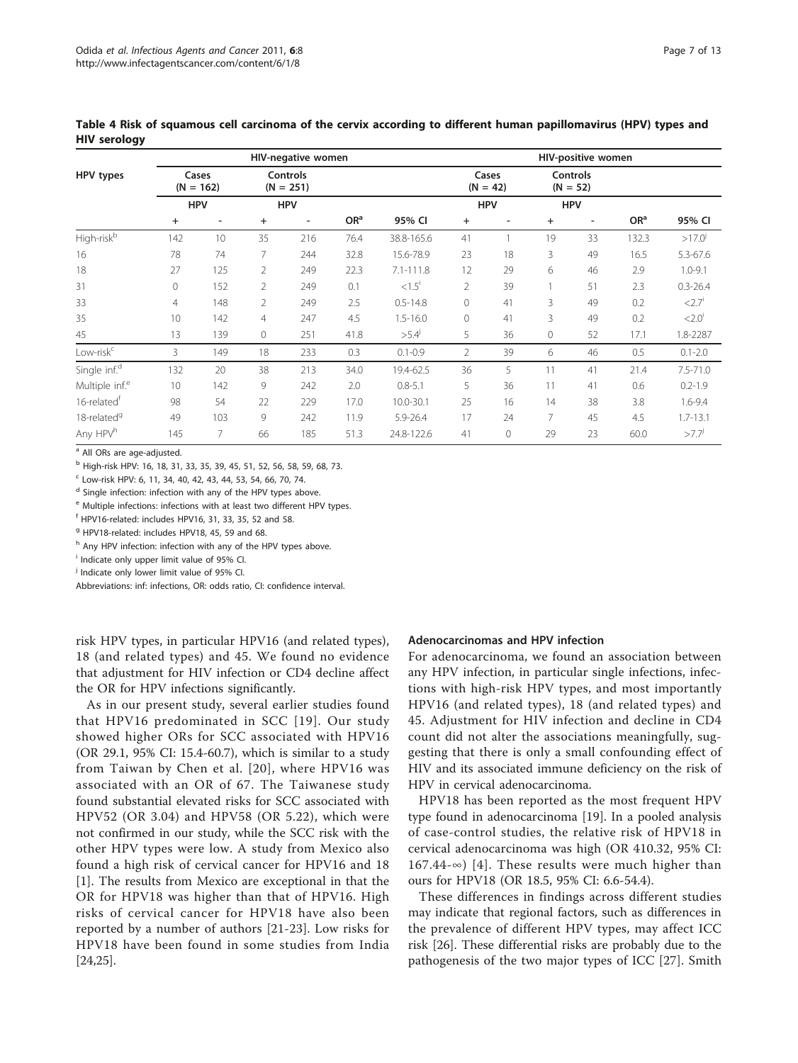**Table 4 Risk of squamous cell carcinoma of the cervix according to different human papillomavirus (HPV) types and HIV serology**

| HPV types | HIV-negative women | | | | | | HIV-positive women | | | | | |
|---|---|---|---|---|---|---|---|---|---|---|---|---|
| | Cases (N = 162) | | Controls (N = 251) | | | | Cases (N = 42) | | Controls (N = 52) | | | |
| | HPV | | HPV | | | | HPV | | HPV | | | |
| | + | - | + | - | OR[a] | 95% CI | + | - | + | - | OR[a] | 95% CI |
| High-risk[b] | 142 | 10 | 35 | 216 | 76.4 | 38.8-165.6 | 41 | 1 | 19 | 33 | 132.3 | >17.0[j] |
| 16 | 78 | 74 | 7 | 244 | 32.8 | 15.6-78.9 | 23 | 18 | 3 | 49 | 16.5 | 5.3-67.6 |
| 18 | 27 | 125 | 2 | 249 | 22.3 | 7.1-111.8 | 12 | 29 | 6 | 46 | 2.9 | 1.0-9.1 |
| 31 | 0 | 152 | 2 | 249 | 0.1 | <1.5[i] | 2 | 39 | 1 | 51 | 2.3 | 0.3-26.4 |
| 33 | 4 | 148 | 2 | 249 | 2.5 | 0.5-14.8 | 0 | 41 | 3 | 49 | 0.2 | <2.7[i] |
| 35 | 10 | 142 | 4 | 247 | 4.5 | 1.5-16.0 | 0 | 41 | 3 | 49 | 0.2 | <2.0[i] |
| 45 | 13 | 139 | 0 | 251 | 41.8 | >5.4[j] | 5 | 36 | 0 | 52 | 17.1 | 1.8-2287 |
| Low-risk[c] | 3 | 149 | 18 | 233 | 0.3 | 0.1-0.9 | 2 | 39 | 6 | 46 | 0.5 | 0.1-2.0 |
| Single inf.[d] | 132 | 20 | 38 | 213 | 34.0 | 19.4-62.5 | 36 | 5 | 11 | 41 | 21.4 | 7.5-71.0 |
| Multiple inf.[e] | 10 | 142 | 9 | 242 | 2.0 | 0.8-5.1 | 5 | 36 | 11 | 41 | 0.6 | 0.2-1.9 |
| 16-related[f] | 98 | 54 | 22 | 229 | 17.0 | 10.0-30.1 | 25 | 16 | 14 | 38 | 3.8 | 1.6-9.4 |
| 18-related[g] | 49 | 103 | 9 | 242 | 11.9 | 5.9-26.4 | 17 | 24 | 7 | 45 | 4.5 | 1.7-13.1 |
| Any HPV[h] | 145 | 7 | 66 | 185 | 51.3 | 24.8-122.6 | 41 | 0 | 29 | 23 | 60.0 | >7.7[j] |

[a] All ORs are age-adjusted.
[b] High-risk HPV: 16, 18, 31, 33, 35, 39, 45, 51, 52, 56, 58, 59, 68, 73.
[c] Low-risk HPV: 6, 11, 34, 40, 42, 43, 44, 53, 54, 66, 70, 74.
[d] Single infection: infection with any of the HPV types above.
[e] Multiple infections: infections with at least two different HPV types.
[f] HPV16-related: includes HPV16, 31, 33, 35, 52 and 58.
[g] HPV18-related: includes HPV18, 45, 59 and 68.
[h] Any HPV infection: infection with any of the HPV types above.
[i] Indicate only upper limit value of 95% CI.
[j] Indicate only lower limit value of 95% CI.
Abbreviations: inf: infections, OR: odds ratio, CI: confidence interval.

risk HPV types, in particular HPV16 (and related types), 18 (and related types) and 45. We found no evidence that adjustment for HIV infection or CD4 decline affect the OR for HPV infections significantly.

As in our present study, several earlier studies found that HPV16 predominated in SCC [19]. Our study showed higher ORs for SCC associated with HPV16 (OR 29.1, 95% CI: 15.4-60.7), which is similar to a study from Taiwan by Chen et al. [20], where HPV16 was associated with an OR of 67. The Taiwanese study found substantial elevated risks for SCC associated with HPV52 (OR 3.04) and HPV58 (OR 5.22), which were not confirmed in our study, while the SCC risk with the other HPV types were low. A study from Mexico also found a high risk of cervical cancer for HPV16 and 18 [1]. The results from Mexico are exceptional in that the OR for HPV18 was higher than that of HPV16. High risks of cervical cancer for HPV18 have also been reported by a number of authors [21-23]. Low risks for HPV18 have been found in some studies from India [24,25].

#### Adenocarcinomas and HPV infection

For adenocarcinoma, we found an association between any HPV infection, in particular single infections, infections with high-risk HPV types, and most importantly HPV16 (and related types), 18 (and related types) and 45. Adjustment for HIV infection and decline in CD4 count did not alter the associations meaningfully, suggesting that there is only a small confounding effect of HIV and its associated immune deficiency on the risk of HPV in cervical adenocarcinoma.

HPV18 has been reported as the most frequent HPV type found in adenocarcinoma [19]. In a pooled analysis of case-control studies, the relative risk of HPV18 in cervical adenocarcinoma was high (OR 410.32, 95% CI: 167.44-∞) [4]. These results were much higher than ours for HPV18 (OR 18.5, 95% CI: 6.6-54.4).

These differences in findings across different studies may indicate that regional factors, such as differences in the prevalence of different HPV types, may affect ICC risk [26]. These differential risks are probably due to the pathogenesis of the two major types of ICC [27]. Smith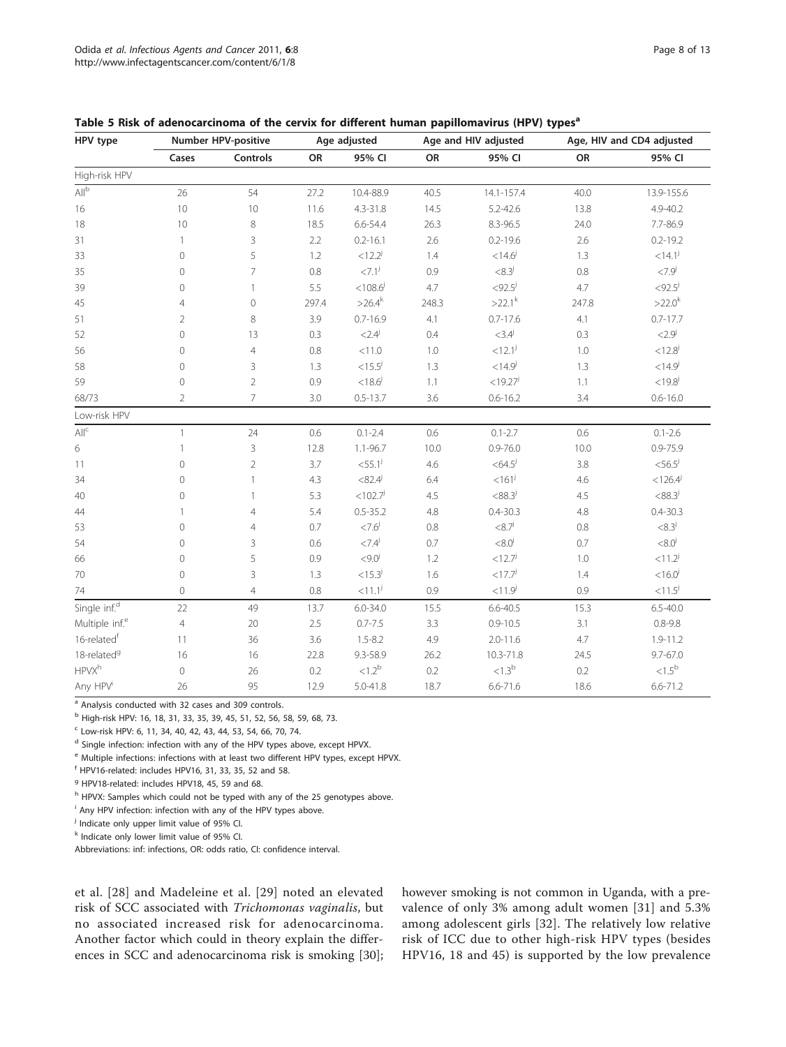**Table 5 Risk of adenocarcinoma of the cervix for different human papillomavirus (HPV) types[a]**

| HPV type | Number HPV-positive | | Age adjusted | | Age and HIV adjusted | | Age, HIV and CD4 adjusted | |
|---|---|---|---|---|---|---|---|---|
| | Cases | Controls | OR | 95% CI | OR | 95% CI | OR | 95% CI |
| High-risk HPV | | | | | | | | |
| All[b] | 26 | 54 | 27.2 | 10.4-88.9 | 40.5 | 14.1-157.4 | 40.0 | 13.9-155.6 |
| 16 | 10 | 10 | 11.6 | 4.3-31.8 | 14.5 | 5.2-42.6 | 13.8 | 4.9-40.2 |
| 18 | 10 | 8 | 18.5 | 6.6-54.4 | 26.3 | 8.3-96.5 | 24.0 | 7.7-86.9 |
| 31 | 1 | 3 | 2.2 | 0.2-16.1 | 2.6 | 0.2-19.6 | 2.6 | 0.2-19.2 |
| 33 | 0 | 5 | 1.2 | <12.2[j] | 1.4 | <14.6[j] | 1.3 | <14.1[j] |
| 35 | 0 | 7 | 0.8 | <7.1[j] | 0.9 | <8.3[j] | 0.8 | <7.9[j] |
| 39 | 0 | 1 | 5.5 | <108.6[j] | 4.7 | <92.5[j] | 4.7 | <92.5[j] |
| 45 | 4 | 0 | 297.4 | >26.4[k] | 248.3 | >22.1[k] | 247.8 | >22.0[k] |
| 51 | 2 | 8 | 3.9 | 0.7-16.9 | 4.1 | 0.7-17.6 | 4.1 | 0.7-17.7 |
| 52 | 0 | 13 | 0.3 | <2.4[j] | 0.4 | <3.4[j] | 0.3 | <2.9[j] |
| 56 | 0 | 4 | 0.8 | <11.0 | 1.0 | <12.1[j] | 1.0 | <12.8[j] |
| 58 | 0 | 3 | 1.3 | <15.5[j] | 1.3 | <14.9[j] | 1.3 | <14.9[j] |
| 59 | 0 | 2 | 0.9 | <18.6[j] | 1.1 | <19.27[j] | 1.1 | <19.8[j] |
| 68/73 | 2 | 7 | 3.0 | 0.5-13.7 | 3.6 | 0.6-16.2 | 3.4 | 0.6-16.0 |
| Low-risk HPV | | | | | | | | |
| All[c] | 1 | 24 | 0.6 | 0.1-2.4 | 0.6 | 0.1-2.7 | 0.6 | 0.1-2.6 |
| 6 | 1 | 3 | 12.8 | 1.1-96.7 | 10.0 | 0.9-76.0 | 10.0 | 0.9-75.9 |
| 11 | 0 | 2 | 3.7 | <55.1[j] | 4.6 | <64.5[j] | 3.8 | <56.5[j] |
| 34 | 0 | 1 | 4.3 | <82.4[j] | 6.4 | <161[j] | 4.6 | <126.4[j] |
| 40 | 0 | 1 | 5.3 | <102.7[j] | 4.5 | <88.3[j] | 4.5 | <88.3[j] |
| 44 | 1 | 4 | 5.4 | 0.5-35.2 | 4.8 | 0.4-30.3 | 4.8 | 0.4-30.3 |
| 53 | 0 | 4 | 0.7 | <7.6[j] | 0.8 | <8.7[j] | 0.8 | <8.3[j] |
| 54 | 0 | 3 | 0.6 | <7.4[j] | 0.7 | <8.0[j] | 0.7 | <8.0[j] |
| 66 | 0 | 5 | 0.9 | <9.0[j] | 1.2 | <12.7[j] | 1.0 | <11.2[j] |
| 70 | 0 | 3 | 1.3 | <15.3[j] | 1.6 | <17.7[j] | 1.4 | <16.0[j] |
| 74 | 0 | 4 | 0.8 | <11.1[j] | 0.9 | <11.9[j] | 0.9 | <11.5[j] |
| Single inf.[d] | 22 | 49 | 13.7 | 6.0-34.0 | 15.5 | 6.6-40.5 | 15.3 | 6.5-40.0 |
| Multiple inf.[e] | 4 | 20 | 2.5 | 0.7-7.5 | 3.3 | 0.9-10.5 | 3.1 | 0.8-9.8 |
| 16-related[f] | 11 | 36 | 3.6 | 1.5-8.2 | 4.9 | 2.0-11.6 | 4.7 | 1.9-11.2 |
| 18-related[g] | 16 | 16 | 22.8 | 9.3-58.9 | 26.2 | 10.3-71.8 | 24.5 | 9.7-67.0 |
| HPVX[h] | 0 | 26 | 0.2 | <1.2[b] | 0.2 | <1.3[b] | 0.2 | <1.5[b] |
| Any HPV[i] | 26 | 95 | 12.9 | 5.0-41.8 | 18.7 | 6.6-71.6 | 18.6 | 6.6-71.2 |

[a] Analysis conducted with 32 cases and 309 controls.
[b] High-risk HPV: 16, 18, 31, 33, 35, 39, 45, 51, 52, 56, 58, 59, 68, 73.
[c] Low-risk HPV: 6, 11, 34, 40, 42, 43, 44, 53, 54, 66, 70, 74.
[d] Single infection: infection with any of the HPV types above, except HPVX.
[e] Multiple infections: infections with at least two different HPV types, except HPVX.
[f] HPV16-related: includes HPV16, 31, 33, 35, 52 and 58.
[g] HPV18-related: includes HPV18, 45, 59 and 68.
[h] HPVX: Samples which could not be typed with any of the 25 genotypes above.
[i] Any HPV infection: infection with any of the HPV types above.
[j] Indicate only upper limit value of 95% CI.
[k] Indicate only lower limit value of 95% CI.
Abbreviations: inf: infections, OR: odds ratio, CI: confidence interval.

et al. [28] and Madeleine et al. [29] noted an elevated risk of SCC associated with *Trichomonas vaginalis*, but no associated increased risk for adenocarcinoma. Another factor which could in theory explain the differences in SCC and adenocarcinoma risk is smoking [30]; however smoking is not common in Uganda, with a prevalence of only 3% among adult women [31] and 5.3% among adolescent girls [32]. The relatively low relative risk of ICC due to other high-risk HPV types (besides HPV16, 18 and 45) is supported by the low prevalence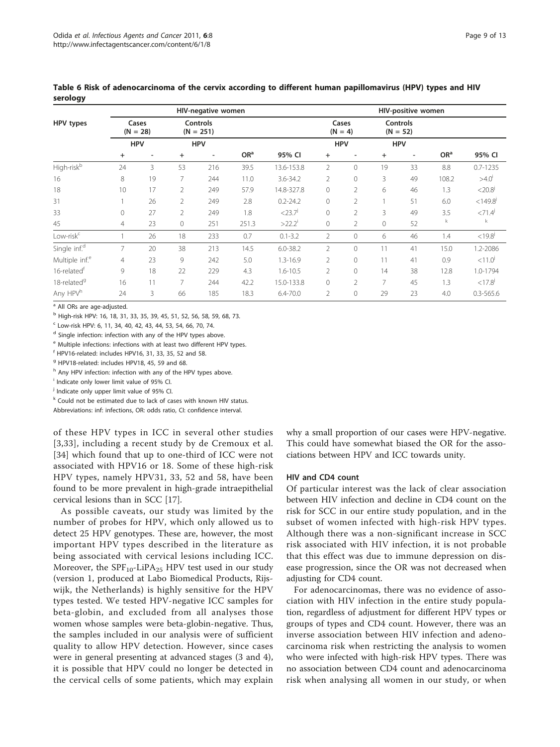**Table 6 Risk of adenocarcinoma of the cervix according to different human papillomavirus (HPV) types and HIV serology**

| HPV types | HIV-negative women | | | | | | HIV-positive women | | | | | |
|---|---|---|---|---|---|---|---|---|---|---|---|---|
| | Cases (N = 28) | | Controls (N = 251) | | | | Cases (N = 4) | | Controls (N = 52) | | | |
| | HPV | | HPV | | | | HPV | | HPV | | | |
| | + | - | + | - | OR[a] | 95% CI | + | - | + | - | OR[a] | 95% CI |
| High-risk[b] | 24 | 3 | 53 | 216 | 39.5 | 13.6-153.8 | 2 | 0 | 19 | 33 | 8.8 | 0.7-1235 |
| 16 | 8 | 19 | 7 | 244 | 11.0 | 3.6-34.2 | 2 | 0 | 3 | 49 | 108.2 | >4.0[i] |
| 18 | 10 | 17 | 2 | 249 | 57.9 | 14.8-327.8 | 0 | 2 | 6 | 46 | 1.3 | <20.8[j] |
| 31 | 1 | 26 | 2 | 249 | 2.8 | 0.2-24.2 | 0 | 2 | 1 | 51 | 6.0 | <149.8[j] |
| 33 | 0 | 27 | 2 | 249 | 1.8 | <23.7[j] | 0 | 2 | 3 | 49 | 3.5 | <71.4[j] |
| 45 | 4 | 23 | 0 | 251 | 251.3 | >22.2[i] | 0 | 2 | 0 | 52 | k | k |
| Low-risk[c] | 1 | 26 | 18 | 233 | 0.7 | 0.1-3.2 | 2 | 0 | 6 | 46 | 1.4 | <19.8[j] |
| Single inf.[d] | 7 | 20 | 38 | 213 | 14.5 | 6.0-38.2 | 2 | 0 | 11 | 41 | 15.0 | 1.2-2086 |
| Multiple inf.[e] | 4 | 23 | 9 | 242 | 5.0 | 1.3-16.9 | 2 | 0 | 11 | 41 | 0.9 | <11.0[j] |
| 16-related[f] | 9 | 18 | 22 | 229 | 4.3 | 1.6-10.5 | 2 | 0 | 14 | 38 | 12.8 | 1.0-1794 |
| 18-related[g] | 16 | 11 | 7 | 244 | 42.2 | 15.0-133.8 | 0 | 2 | 7 | 45 | 1.3 | <17.8[j] |
| Any HPV[h] | 24 | 3 | 66 | 185 | 18.3 | 6.4-70.0 | 2 | 0 | 29 | 23 | 4.0 | 0.3-565.6 |

[a] All ORs are age-adjusted.
[b] High-risk HPV: 16, 18, 31, 33, 35, 39, 45, 51, 52, 56, 58, 59, 68, 73.
[c] Low-risk HPV: 6, 11, 34, 40, 42, 43, 44, 53, 54, 66, 70, 74.
[d] Single infection: infection with any of the HPV types above.
[e] Multiple infections: infections with at least two different HPV types.
[f] HPV16-related: includes HPV16, 31, 33, 35, 52 and 58.
[g] HPV18-related: includes HPV18, 45, 59 and 68.
[h] Any HPV infection: infection with any of the HPV types above.
[i] Indicate only lower limit value of 95% CI.
[j] Indicate only upper limit value of 95% CI.
[k] Could not be estimated due to lack of cases with known HIV status.
Abbreviations: inf: infections, OR: odds ratio, CI: confidence interval.

of these HPV types in ICC in several other studies [3,33], including a recent study by de Cremoux et al. [34] which found that up to one-third of ICC were not associated with HPV16 or 18. Some of these high-risk HPV types, namely HPV31, 33, 52 and 58, have been found to be more prevalent in high-grade intraepithelial cervical lesions than in SCC [17].

As possible caveats, our study was limited by the number of probes for HPV, which only allowed us to detect 25 HPV genotypes. These are, however, the most important HPV types described in the literature as being associated with cervical lesions including ICC. Moreover, the $SPF_{10}$-$LiPA_{25}$ HPV test used in our study (version 1, produced at Labo Biomedical Products, Rijswijk, the Netherlands) is highly sensitive for the HPV types tested. We tested HPV-negative ICC samples for beta-globin, and excluded from all analyses those women whose samples were beta-globin-negative. Thus, the samples included in our analysis were of sufficient quality to allow HPV detection. However, since cases were in general presenting at advanced stages (3 and 4), it is possible that HPV could no longer be detected in the cervical cells of some patients, which may explain why a small proportion of our cases were HPV-negative. This could have somewhat biased the OR for the associations between HPV and ICC towards unity.

### HIV and CD4 count

Of particular interest was the lack of clear association between HIV infection and decline in CD4 count on the risk for SCC in our entire study population, and in the subset of women infected with high-risk HPV types. Although there was a non-significant increase in SCC risk associated with HIV infection, it is not probable that this effect was due to immune depression on disease progression, since the OR was not decreased when adjusting for CD4 count.

For adenocarcinomas, there was no evidence of association with HIV infection in the entire study population, regardless of adjustment for different HPV types or groups of types and CD4 count. However, there was an inverse association between HIV infection and adenocarcinoma risk when restricting the analysis to women who were infected with high-risk HPV types. There was no association between CD4 count and adenocarcinoma risk when analysing all women in our study, or when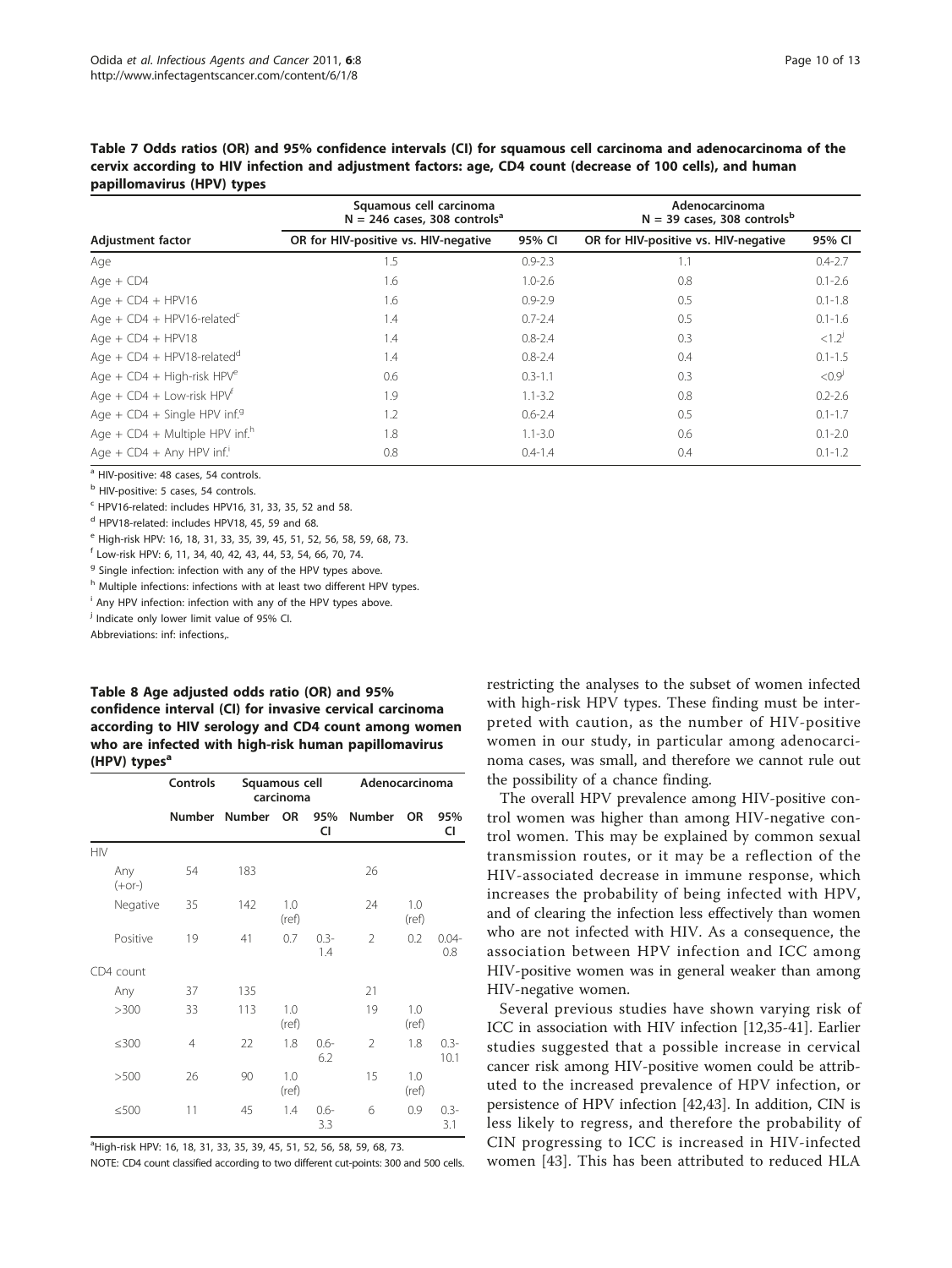**Table 7 Odds ratios (OR) and 95% confidence intervals (CI) for squamous cell carcinoma and adenocarcinoma of the cervix according to HIV infection and adjustment factors: age, CD4 count (decrease of 100 cells), and human papillomavirus (HPV) types**

| | Squamous cell carcinoma N = 246 cases, 308 controls[a] | | Adenocarcinoma N = 39 cases, 308 controls[b] | |
|---|---|---|---|---|
| Adjustment factor | OR for HIV-positive vs. HIV-negative | 95% CI | OR for HIV-positive vs. HIV-negative | 95% CI |
| Age | 1.5 | 0.9-2.3 | 1.1 | 0.4-2.7 |
| Age + CD4 | 1.6 | 1.0-2.6 | 0.8 | 0.1-2.6 |
| Age + CD4 + HPV16 | 1.6 | 0.9-2.9 | 0.5 | 0.1-1.8 |
| Age + CD4 + HPV16-related[c] | 1.4 | 0.7-2.4 | 0.5 | 0.1-1.6 |
| Age + CD4 + HPV18 | 1.4 | 0.8-2.4 | 0.3 | <1.2[j] |
| Age + CD4 + HPV18-related[d] | 1.4 | 0.8-2.4 | 0.4 | 0.1-1.5 |
| Age + CD4 + High-risk HPV[e] | 0.6 | 0.3-1.1 | 0.3 | <0.9[j] |
| Age + CD4 + Low-risk HPV[f] | 1.9 | 1.1-3.2 | 0.8 | 0.2-2.6 |
| Age + CD4 + Single HPV inf.[g] | 1.2 | 0.6-2.4 | 0.5 | 0.1-1.7 |
| Age + CD4 + Multiple HPV inf.[h] | 1.8 | 1.1-3.0 | 0.6 | 0.1-2.0 |
| Age + CD4 + Any HPV inf.[i] | 0.8 | 0.4-1.4 | 0.4 | 0.1-1.2 |

[a] HIV-positive: 48 cases, 54 controls.

[b] HIV-positive: 5 cases, 54 controls.

[c] HPV16-related: includes HPV16, 31, 33, 35, 52 and 58.

[d] HPV18-related: includes HPV18, 45, 59 and 68.

[e] High-risk HPV: 16, 18, 31, 33, 35, 39, 45, 51, 52, 56, 58, 59, 68, 73.

[f] Low-risk HPV: 6, 11, 34, 40, 42, 43, 44, 53, 54, 66, 70, 74.

[g] Single infection: infection with any of the HPV types above.

[h] Multiple infections: infections with at least two different HPV types.

[i] Any HPV infection: infection with any of the HPV types above.

[j] Indicate only lower limit value of 95% CI.

Abbreviations: inf: infections,.

**Table 8 Age adjusted odds ratio (OR) and 95% confidence interval (CI) for invasive cervical carcinoma according to HIV serology and CD4 count among women who are infected with high-risk human papillomavirus (HPV) types[a]**

| | Controls | Squamous cell carcinoma | | | Adenocarcinoma | | |
|---|---|---|---|---|---|---|---|
| | Number | Number | OR | 95% CI | Number | OR | 95% CI |
| HIV | | | | | | | |
| Any (+or-) | 54 | 183 | | | 26 | | |
| Negative | 35 | 142 | 1.0 (ref) | | 24 | 1.0 (ref) | |
| Positive | 19 | 41 | 0.7 | 0.3-1.4 | 2 | 0.2 | 0.04-0.8 |
| CD4 count | | | | | | | |
| Any | 37 | 135 | | | 21 | | |
| >300 | 33 | 113 | 1.0 (ref) | | 19 | 1.0 (ref) | |
| ≤300 | 4 | 22 | 1.8 | 0.6-6.2 | 2 | 1.8 | 0.3-10.1 |
| >500 | 26 | 90 | 1.0 (ref) | | 15 | 1.0 (ref) | |
| ≤500 | 11 | 45 | 1.4 | 0.6-3.3 | 6 | 0.9 | 0.3-3.1 |

[a]High-risk HPV: 16, 18, 31, 33, 35, 39, 45, 51, 52, 56, 58, 59, 68, 73.

NOTE: CD4 count classified according to two different cut-points: 300 and 500 cells.

restricting the analyses to the subset of women infected with high-risk HPV types. These finding must be interpreted with caution, as the number of HIV-positive women in our study, in particular among adenocarcinoma cases, was small, and therefore we cannot rule out the possibility of a chance finding.

The overall HPV prevalence among HIV-positive control women was higher than among HIV-negative control women. This may be explained by common sexual transmission routes, or it may be a reflection of the HIV-associated decrease in immune response, which increases the probability of being infected with HPV, and of clearing the infection less effectively than women who are not infected with HIV. As a consequence, the association between HPV infection and ICC among HIV-positive women was in general weaker than among HIV-negative women.

Several previous studies have shown varying risk of ICC in association with HIV infection [12,35-41]. Earlier studies suggested that a possible increase in cervical cancer risk among HIV-positive women could be attributed to the increased prevalence of HPV infection, or persistence of HPV infection [42,43]. In addition, CIN is less likely to regress, and therefore the probability of CIN progressing to ICC is increased in HIV-infected women [43]. This has been attributed to reduced HLA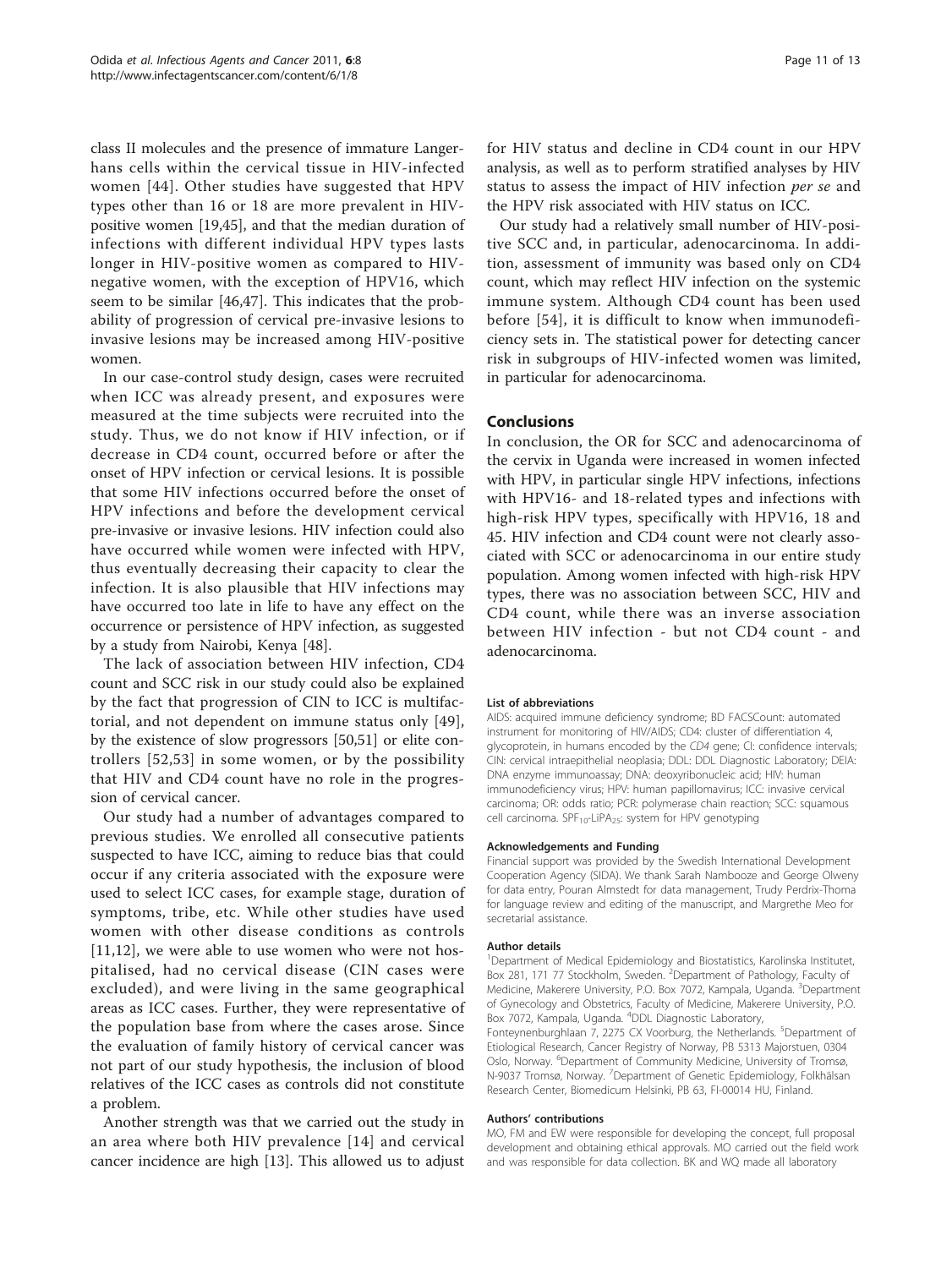class II molecules and the presence of immature Langerhans cells within the cervical tissue in HIV-infected women [44]. Other studies have suggested that HPV types other than 16 or 18 are more prevalent in HIV-positive women [19,45], and that the median duration of infections with different individual HPV types lasts longer in HIV-positive women as compared to HIV-negative women, with the exception of HPV16, which seem to be similar [46,47]. This indicates that the probability of progression of cervical pre-invasive lesions to invasive lesions may be increased among HIV-positive women.

In our case-control study design, cases were recruited when ICC was already present, and exposures were measured at the time subjects were recruited into the study. Thus, we do not know if HIV infection, or if decrease in CD4 count, occurred before or after the onset of HPV infection or cervical lesions. It is possible that some HIV infections occurred before the onset of HPV infections and before the development cervical pre-invasive or invasive lesions. HIV infection could also have occurred while women were infected with HPV, thus eventually decreasing their capacity to clear the infection. It is also plausible that HIV infections may have occurred too late in life to have any effect on the occurrence or persistence of HPV infection, as suggested by a study from Nairobi, Kenya [48].

The lack of association between HIV infection, CD4 count and SCC risk in our study could also be explained by the fact that progression of CIN to ICC is multifactorial, and not dependent on immune status only [49], by the existence of slow progressors [50,51] or elite controllers [52,53] in some women, or by the possibility that HIV and CD4 count have no role in the progression of cervical cancer.

Our study had a number of advantages compared to previous studies. We enrolled all consecutive patients suspected to have ICC, aiming to reduce bias that could occur if any criteria associated with the exposure were used to select ICC cases, for example stage, duration of symptoms, tribe, etc. While other studies have used women with other disease conditions as controls [11,12], we were able to use women who were not hospitalised, had no cervical disease (CIN cases were excluded), and were living in the same geographical areas as ICC cases. Further, they were representative of the population base from where the cases arose. Since the evaluation of family history of cervical cancer was not part of our study hypothesis, the inclusion of blood relatives of the ICC cases as controls did not constitute a problem.

Another strength was that we carried out the study in an area where both HIV prevalence [14] and cervical cancer incidence are high [13]. This allowed us to adjust for HIV status and decline in CD4 count in our HPV analysis, as well as to perform stratified analyses by HIV status to assess the impact of HIV infection *per se* and the HPV risk associated with HIV status on ICC.

Our study had a relatively small number of HIV-positive SCC and, in particular, adenocarcinoma. In addition, assessment of immunity was based only on CD4 count, which may reflect HIV infection on the systemic immune system. Although CD4 count has been used before [54], it is difficult to know when immunodeficiency sets in. The statistical power for detecting cancer risk in subgroups of HIV-infected women was limited, in particular for adenocarcinoma.

## Conclusions

In conclusion, the OR for SCC and adenocarcinoma of the cervix in Uganda were increased in women infected with HPV, in particular single HPV infections, infections with HPV16- and 18-related types and infections with high-risk HPV types, specifically with HPV16, 18 and 45. HIV infection and CD4 count were not clearly associated with SCC or adenocarcinoma in our entire study population. Among women infected with high-risk HPV types, there was no association between SCC, HIV and CD4 count, while there was an inverse association between HIV infection - but not CD4 count - and adenocarcinoma.

#### List of abbreviations

AIDS: acquired immune deficiency syndrome; BD FACSCount: automated instrument for monitoring of HIV/AIDS; CD4: cluster of differentiation 4, glycoprotein, in humans encoded by the *CD4* gene; CI: confidence intervals; CIN: cervical intraepithelial neoplasia; DDL: DDL Diagnostic Laboratory; DEIA: DNA enzyme immunoassay; DNA: deoxyribonucleic acid; HIV: human immunodeficiency virus; HPV: human papillomavirus; ICC: invasive cervical carcinoma; OR: odds ratio; PCR: polymerase chain reaction; SCC: squamous cell carcinoma. $SPF_{10}$-$LiPA_{25}$: system for HPV genotyping

#### Acknowledgements and Funding

Financial support was provided by the Swedish International Development Cooperation Agency (SIDA). We thank Sarah Nambooze and George Olweny for data entry, Pouran Almstedt for data management, Trudy Perdrix-Thoma for language review and editing of the manuscript, and Margrethe Meo for secretarial assistance.

#### Author details

[1]Department of Medical Epidemiology and Biostatistics, Karolinska Institutet, Box 281, 171 77 Stockholm, Sweden. [2]Department of Pathology, Faculty of Medicine, Makerere University, P.O. Box 7072, Kampala, Uganda. [3]Department of Gynecology and Obstetrics, Faculty of Medicine, Makerere University, P.O. Box 7072, Kampala, Uganda. [4]DDL Diagnostic Laboratory, Fonteynenburghlaan 7, 2275 CX Voorburg, the Netherlands. [5]Department of Etiological Research, Cancer Registry of Norway, PB 5313 Majorstuen, 0304 Oslo, Norway. [6]Department of Community Medicine, University of Tromsø, N-9037 Tromsø, Norway. [7]Department of Genetic Epidemiology, Folkhälsan Research Center, Biomedicum Helsinki, PB 63, FI-00014 HU, Finland.

#### Authors' contributions

MO, FM and EW were responsible for developing the concept, full proposal development and obtaining ethical approvals. MO carried out the field work and was responsible for data collection. BK and WQ made all laboratory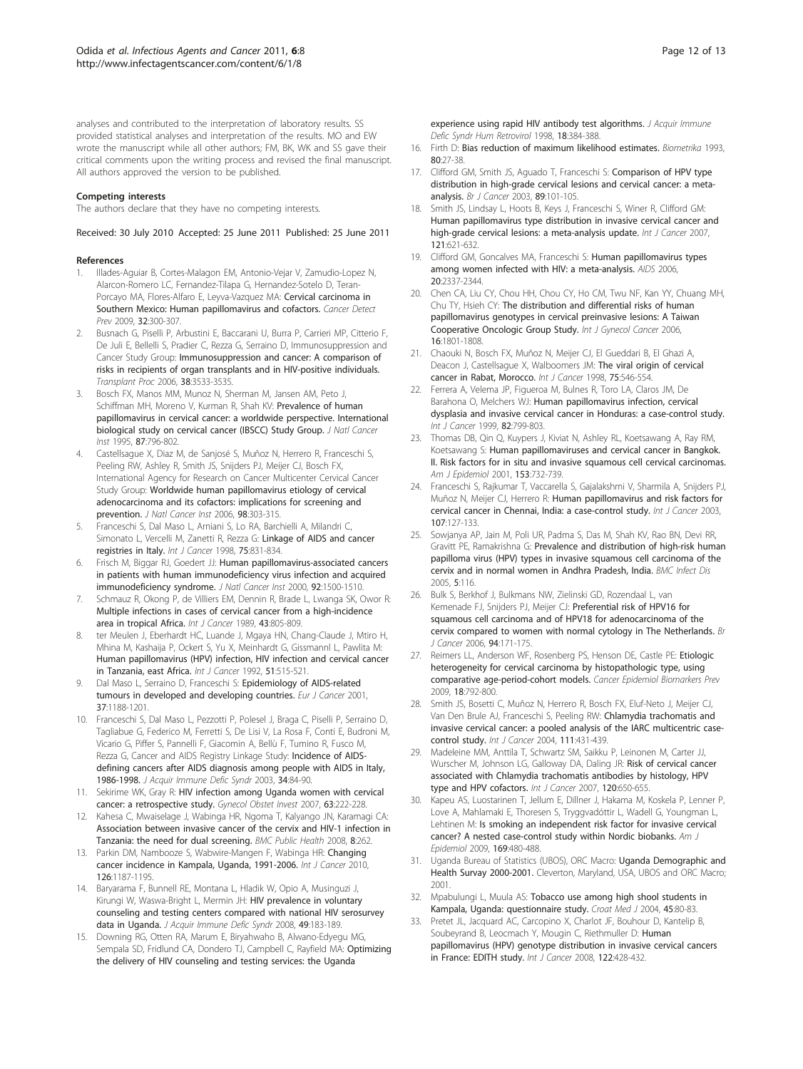analyses and contributed to the interpretation of laboratory results. SS provided statistical analyses and interpretation of the results. MO and EW wrote the manuscript while all other authors; FM, BK, WK and SS gave their critical comments upon the writing process and revised the final manuscript. All authors approved the version to be published.

#### Competing interests

The authors declare that they have no competing interests.

Received: 30 July 2010 Accepted: 25 June 2011 Published: 25 June 2011

#### References

1. Illades-Aguiar B, Cortes-Malagon EM, Antonio-Vejar V, Zamudio-Lopez N, Alarcon-Romero LC, Fernandez-Tilapa G, Hernandez-Sotelo D, Teran-Porcayo MA, Flores-Alfaro E, Leyva-Vazquez MA: Cervical carcinoma in Southern Mexico: Human papillomavirus and cofactors. *Cancer Detect Prev* 2009, 32:300-307.
2. Busnach G, Piselli P, Arbustini E, Baccarani U, Burra P, Carrieri MP, Citterio F, De Juli E, Bellelli S, Pradier C, Rezza G, Serraino D, Immunosuppression and Cancer Study Group: Immunosuppression and cancer: A comparison of risks in recipients of organ transplants and in HIV-positive individuals. *Transplant Proc* 2006, 38:3533-3535.
3. Bosch FX, Manos MM, Munoz N, Sherman M, Jansen AM, Peto J, Schiffman MH, Moreno V, Kurman R, Shah KV: Prevalence of human papillomavirus in cervical cancer: a worldwide perspective. International biological study on cervical cancer (IBSCC) Study Group. *J Natl Cancer Inst* 1995, 87:796-802.
4. Castellsague X, Diaz M, de Sanjosé S, Muñoz N, Herrero R, Franceschi S, Peeling RW, Ashley R, Smith JS, Snijders PJ, Meijer CJ, Bosch FX, International Agency for Research on Cancer Multicenter Cervical Cancer Study Group: Worldwide human papillomavirus etiology of cervical adenocarcinoma and its cofactors: implications for screening and prevention. *J Natl Cancer Inst* 2006, 98:303-315.
5. Franceschi S, Dal Maso L, Arniani S, Lo RA, Barchielli A, Milandri C, Simonato L, Vercelli M, Zanetti R, Rezza G: Linkage of AIDS and cancer registries in Italy. *Int J Cancer* 1998, 75:831-834.
6. Frisch M, Biggar RJ, Goedert JJ: Human papillomavirus-associated cancers in patients with human immunodeficiency virus infection and acquired immunodeficiency syndrome. *J Natl Cancer Inst* 2000, 92:1500-1510.
7. Schmauz R, Okong P, de Villiers EM, Dennin R, Brade L, Lwanga SK, Owor R: Multiple infections in cases of cervical cancer from a high-incidence area in tropical Africa. *Int J Cancer* 1989, 43:805-809.
8. ter Meulen J, Eberhardt HC, Luande J, Mgaya HN, Chang-Claude J, Mtiro H, Mhina M, Kashaija P, Ockert S, Yu X, Meinhardt G, Gissmannl L, Pawlita M: Human papillomavirus (HPV) infection, HIV infection and cervical cancer in Tanzania, east Africa. *Int J Cancer* 1992, 51:515-521.
9. Dal Maso L, Serraino D, Franceschi S: Epidemiology of AIDS-related tumours in developed and developing countries. *Eur J Cancer* 2001, 37:1188-1201.
10. Franceschi S, Dal Maso L, Pezzotti P, Polesel J, Braga C, Piselli P, Serraino D, Tagliabue G, Federico M, Ferretti S, De Lisi V, La Rosa F, Conti E, Budroni M, Vicario G, Piffer S, Pannelli F, Giacomin A, Bellù F, Tumino R, Fusco M, Rezza G, Cancer and AIDS Registry Linkage Study: Incidence of AIDS-defining cancers after AIDS diagnosis among people with AIDS in Italy, 1986-1998. *J Acquir Immune Defic Syndr* 2003, 34:84-90.
11. Sekirime WK, Gray R: HIV infection among Uganda women with cervical cancer: a retrospective study. *Gynecol Obstet Invest* 2007, 63:222-228.
12. Kahesa C, Mwaiselage J, Wabinga HR, Ngoma T, Kalyango JN, Karamagi CA: Association between invasive cancer of the cervix and HIV-1 infection in Tanzania: the need for dual screening. *BMC Public Health* 2008, 8:262.
13. Parkin DM, Nambooze S, Wabwire-Mangen F, Wabinga HR: Changing cancer incidence in Kampala, Uganda, 1991-2006. *Int J Cancer* 2010, 126:1187-1195.
14. Baryarama F, Bunnell RE, Montana L, Hladik W, Opio A, Musinguzi J, Kirungi W, Waswa-Bright L, Mermin JH: HIV prevalence in voluntary counseling and testing centers compared with national HIV serosurvey data in Uganda. *J Acquir Immune Defic Syndr* 2008, 49:183-189.
15. Downing RG, Otten RA, Marum E, Biryahwaho B, Alwano-Edyegu MG, Sempala SD, Fridlund CA, Dondero TJ, Campbell C, Rayfield MA: Optimizing the delivery of HIV counseling and testing services: the Uganda experience using rapid HIV antibody test algorithms. *J Acquir Immune Defic Syndr Hum Retrovirol* 1998, 18:384-388.
16. Firth D: Bias reduction of maximum likelihood estimates. *Biometrika* 1993, 80:27-38.
17. Clifford GM, Smith JS, Aguado T, Franceschi S: Comparison of HPV type distribution in high-grade cervical lesions and cervical cancer: a meta-analysis. *Br J Cancer* 2003, 89:101-105.
18. Smith JS, Lindsay L, Hoots B, Keys J, Franceschi S, Winer R, Clifford GM: Human papillomavirus type distribution in invasive cervical cancer and high-grade cervical lesions: a meta-analysis update. *Int J Cancer* 2007, 121:621-632.
19. Clifford GM, Goncalves MA, Franceschi S: Human papillomavirus types among women infected with HIV: a meta-analysis. *AIDS* 2006, 20:2337-2344.
20. Chen CA, Liu CY, Chou HH, Chou CY, Ho CM, Twu NF, Kan YY, Chuang MH, Chu TY, Hsieh CY: The distribution and differential risks of human papillomavirus genotypes in cervical preinvasive lesions: A Taiwan Cooperative Oncologic Group Study. *Int J Gynecol Cancer* 2006, 16:1801-1808.
21. Chaouki N, Bosch FX, Muñoz N, Meijer CJ, El Gueddari B, El Ghazi A, Deacon J, Castellsague X, Walboomers JM: The viral origin of cervical cancer in Rabat, Morocco. *Int J Cancer* 1998, 75:546-554.
22. Ferrera A, Velema JP, Figueroa M, Bulnes R, Toro LA, Claros JM, De Barahona O, Melchers WJ: Human papillomavirus infection, cervical dysplasia and invasive cervical cancer in Honduras: a case-control study. *Int J Cancer* 1999, 82:799-803.
23. Thomas DB, Qin Q, Kuypers J, Kiviat N, Ashley RL, Koetsawang A, Ray RM, Koetsawang S: Human papillomaviruses and cervical cancer in Bangkok. II. Risk factors for in situ and invasive squamous cell cervical carcinomas. *Am J Epidemiol* 2001, 153:732-739.
24. Franceschi S, Rajkumar T, Vaccarella S, Gajalakshmi V, Sharmila A, Snijders PJ, Muñoz N, Meijer CJ, Herrero R: Human papillomavirus and risk factors for cervical cancer in Chennai, India: a case-control study. *Int J Cancer* 2003, 107:127-133.
25. Sowjanya AP, Jain M, Poli UR, Padma S, Das M, Shah KV, Rao BN, Devi RR, Gravitt PE, Ramakrishna G: Prevalence and distribution of high-risk human papilloma virus (HPV) types in invasive squamous cell carcinoma of the cervix and in normal women in Andhra Pradesh, India. *BMC Infect Dis* 2005, 5:116.
26. Bulk S, Berkhof J, Bulkmans NW, Zielinski GD, Rozendaal L, van Kemenade FJ, Snijders PJ, Meijer CJ: Preferential risk of HPV16 for squamous cell carcinoma and of HPV18 for adenocarcinoma of the cervix compared to women with normal cytology in The Netherlands. *Br J Cancer* 2006, 94:171-175.
27. Reimers LL, Anderson WF, Rosenberg PS, Henson DE, Castle PE: Etiologic heterogeneity for cervical carcinoma by histopathologic type, using comparative age-period-cohort models. *Cancer Epidemiol Biomarkers Prev* 2009, 18:792-800.
28. Smith JS, Bosetti C, Muñoz N, Herrero R, Bosch FX, Eluf-Neto J, Meijer CJ, Van Den Brule AJ, Franceschi S, Peeling RW: Chlamydia trachomatis and invasive cervical cancer: a pooled analysis of the IARC multicentric case-control study. *Int J Cancer* 2004, 111:431-439.
29. Madeleine MM, Anttila T, Schwartz SM, Saikku P, Leinonen M, Carter JJ, Wurscher M, Johnson LG, Galloway DA, Daling JR: Risk of cervical cancer associated with Chlamydia trachomatis antibodies by histology, HPV type and HPV cofactors. *Int J Cancer* 2007, 120:650-655.
30. Kapeu AS, Luostarinen T, Jellum E, Dillner J, Hakama M, Koskela P, Lenner P, Love A, Mahlamaki E, Thoresen S, Tryggvadóttir L, Wadell G, Youngman L, Lehtinen M: Is smoking an independent risk factor for invasive cervical cancer? A nested case-control study within Nordic biobanks. *Am J Epidemiol* 2009, 169:480-488.
31. Uganda Bureau of Statistics (UBOS), ORC Macro: Uganda Demographic and Health Survay 2000-2001. Cleverton, Maryland, USA, UBOS and ORC Macro; 2001.
32. Mpabulungi L, Muula AS: Tobacco use among high shool students in Kampala, Uganda: questionnaire study. *Croat Med J* 2004, 45:80-83.
33. Pretet JL, Jacquard AC, Carcopino X, Charlot JF, Bouhour D, Kantelip B, Soubeyrand B, Leocmach Y, Mougin C, Riethmuller D: Human papillomavirus (HPV) genotype distribution in invasive cervical cancers in France: EDITH study. *Int J Cancer* 2008, 122:428-432.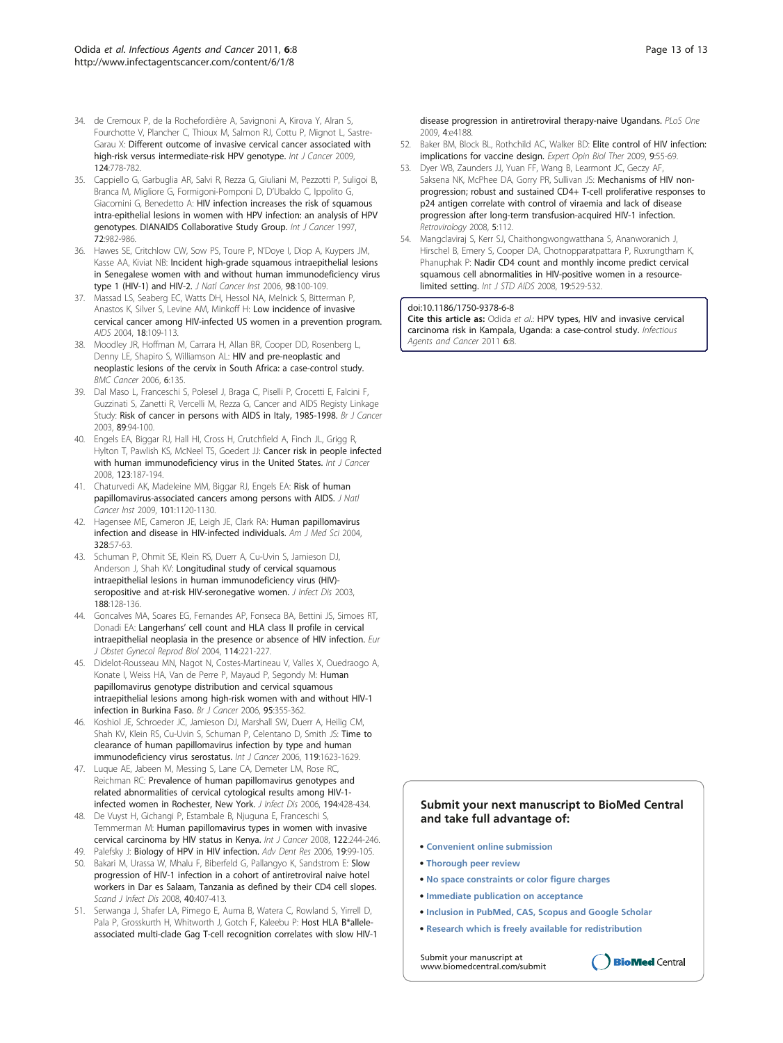34. de Cremoux P, de la Rochefordière A, Savignoni A, Kirova Y, Alran S, Fourchotte V, Plancher C, Thioux M, Salmon RJ, Cottu P, Mignot L, Sastre-Garau X: **Different outcome of invasive cervical cancer associated with high-risk versus intermediate-risk HPV genotype.** *Int J Cancer* 2009, **124**:778-782.
35. Cappiello G, Garbuglia AR, Salvi R, Rezza G, Giuliani M, Pezzotti P, Suligoi B, Branca M, Migliore G, Formigoni-Pomponi D, D'Ubaldo C, Ippolito G, Giacomini G, Benedetto A: **HIV infection increases the risk of squamous intra-epithelial lesions in women with HPV infection: an analysis of HPV genotypes. DIANAIDS Collaborative Study Group.** *Int J Cancer* 1997, **72**:982-986.
36. Hawes SE, Critchlow CW, Sow PS, Toure P, N'Doye I, Diop A, Kuypers JM, Kasse AA, Kiviat NB: **Incident high-grade squamous intraepithelial lesions in Senegalese women with and without human immunodeficiency virus type 1 (HIV-1) and HIV-2.** *J Natl Cancer Inst* 2006, **98**:100-109.
37. Massad LS, Seaberg EC, Watts DH, Hessol NA, Melnick S, Bitterman P, Anastos K, Silver S, Levine AM, Minkoff H: **Low incidence of invasive cervical cancer among HIV-infected US women in a prevention program.** *AIDS* 2004, **18**:109-113.
38. Moodley JR, Hoffman M, Carrara H, Allan BR, Cooper DD, Rosenberg L, Denny LE, Shapiro S, Williamson AL: **HIV and pre-neoplastic and neoplastic lesions of the cervix in South Africa: a case-control study.** *BMC Cancer* 2006, **6**:135.
39. Dal Maso L, Franceschi S, Polesel J, Braga C, Piselli P, Crocetti E, Falcini F, Guzzinati S, Zanetti R, Vercelli M, Rezza G, Cancer and AIDS Registy Linkage Study: **Risk of cancer in persons with AIDS in Italy, 1985-1998.** *Br J Cancer* 2003, **89**:94-100.
40. Engels EA, Biggar RJ, Hall HI, Cross H, Crutchfield A, Finch JL, Grigg R, Hylton T, Pawlish KS, McNeel TS, Goedert JJ: **Cancer risk in people infected with human immunodeficiency virus in the United States.** *Int J Cancer* 2008, **123**:187-194.
41. Chaturvedi AK, Madeleine MM, Biggar RJ, Engels EA: **Risk of human papillomavirus-associated cancers among persons with AIDS.** *J Natl Cancer Inst* 2009, **101**:1120-1130.
42. Hagensee ME, Cameron JE, Leigh JE, Clark RA: **Human papillomavirus infection and disease in HIV-infected individuals.** *Am J Med Sci* 2004, **328**:57-63.
43. Schuman P, Ohmit SE, Klein RS, Duerr A, Cu-Uvin S, Jamieson DJ, Anderson J, Shah KV: **Longitudinal study of cervical squamous intraepithelial lesions in human immunodeficiency virus (HIV)-seropositive and at-risk HIV-seronegative women.** *J Infect Dis* 2003, **188**:128-136.
44. Goncalves MA, Soares EG, Fernandes AP, Fonseca BA, Bettini JS, Simoes RT, Donadi EA: **Langerhans' cell count and HLA class II profile in cervical intraepithelial neoplasia in the presence or absence of HIV infection.** *Eur J Obstet Gynecol Reprod Biol* 2004, **114**:221-227.
45. Didelot-Rousseau MN, Nagot N, Costes-Martineau V, Valles X, Ouedraogo A, Konate I, Weiss HA, Van de Perre P, Mayaud P, Segondy M: **Human papillomavirus genotype distribution and cervical squamous intraepithelial lesions among high-risk women with and without HIV-1 infection in Burkina Faso.** *Br J Cancer* 2006, **95**:355-362.
46. Koshiol JE, Schroeder JC, Jamieson DJ, Marshall SW, Duerr A, Heilig CM, Shah KV, Klein RS, Cu-Uvin S, Schuman P, Celentano D, Smith JS: **Time to clearance of human papillomavirus infection by type and human immunodeficiency virus serostatus.** *Int J Cancer* 2006, **119**:1623-1629.
47. Luque AE, Jabeen M, Messing S, Lane CA, Demeter LM, Rose RC, Reichman RC: **Prevalence of human papillomavirus genotypes and related abnormalities of cervical cytological results among HIV-1-infected women in Rochester, New York.** *J Infect Dis* 2006, **194**:428-434.
48. De Vuyst H, Gichangi P, Estambale B, Njuguna E, Franceschi S, Temmerman M: **Human papillomavirus types in women with invasive cervical carcinoma by HIV status in Kenya.** *Int J Cancer* 2008, **122**:244-246.
49. Palefsky J: **Biology of HPV in HIV infection.** *Adv Dent Res* 2006, **19**:99-105.
50. Bakari M, Urassa W, Mhalu F, Biberfeld G, Pallangyo K, Sandstrom E: **Slow progression of HIV-1 infection in a cohort of antiretroviral naive hotel workers in Dar es Salaam, Tanzania as defined by their CD4 cell slopes.** *Scand J Infect Dis* 2008, **40**:407-413.
51. Serwanga J, Shafer LA, Pimego E, Auma B, Watera C, Rowland S, Yirrell D, Pala P, Grosskurth H, Whitworth J, Gotch F, Kaleebu P: **Host HLA B*allele-associated multi-clade Gag T-cell recognition correlates with slow HIV-1 disease progression in antiretroviral therapy-naive Ugandans.** *PLoS One* 2009, **4**:e4188.
52. Baker BM, Block BL, Rothchild AC, Walker BD: **Elite control of HIV infection: implications for vaccine design.** *Expert Opin Biol Ther* 2009, **9**:55-69.
53. Dyer WB, Zaunders JJ, Yuan FF, Wang B, Learmont JC, Geczy AF, Saksena NK, McPhee DA, Gorry PR, Sullivan JS: **Mechanisms of HIV non-progression; robust and sustained CD4+ T-cell proliferative responses to p24 antigen correlate with control of viraemia and lack of disease progression after long-term transfusion-acquired HIV-1 infection.** *Retrovirology* 2008, **5**:112.
54. Mangclaviraj S, Kerr SJ, Chaithongwongwatthana S, Ananworanich J, Hirschel B, Emery S, Cooper DA, Chotnopparatpattara P, Ruxrungtham K, Phanuphak P: **Nadir CD4 count and monthly income predict cervical squamous cell abnormalities in HIV-positive women in a resource-limited setting.** *Int J STD AIDS* 2008, **19**:529-532.

doi:10.1186/1750-9378-6-8

**Cite this article as:** Odida *et al.*: HPV types, HIV and invasive cervical carcinoma risk in Kampala, Uganda: a case-control study. *Infectious Agents and Cancer* 2011 **6**:8.

**Submit your next manuscript to BioMed Central and take full advantage of:**

- Convenient online submission
- Thorough peer review
- No space constraints or color figure charges
- Immediate publication on acceptance
- Inclusion in PubMed, CAS, Scopus and Google Scholar
- Research which is freely available for redistribution

Submit your manuscript at
www.biomedcentral.com/submit

BioMed Central